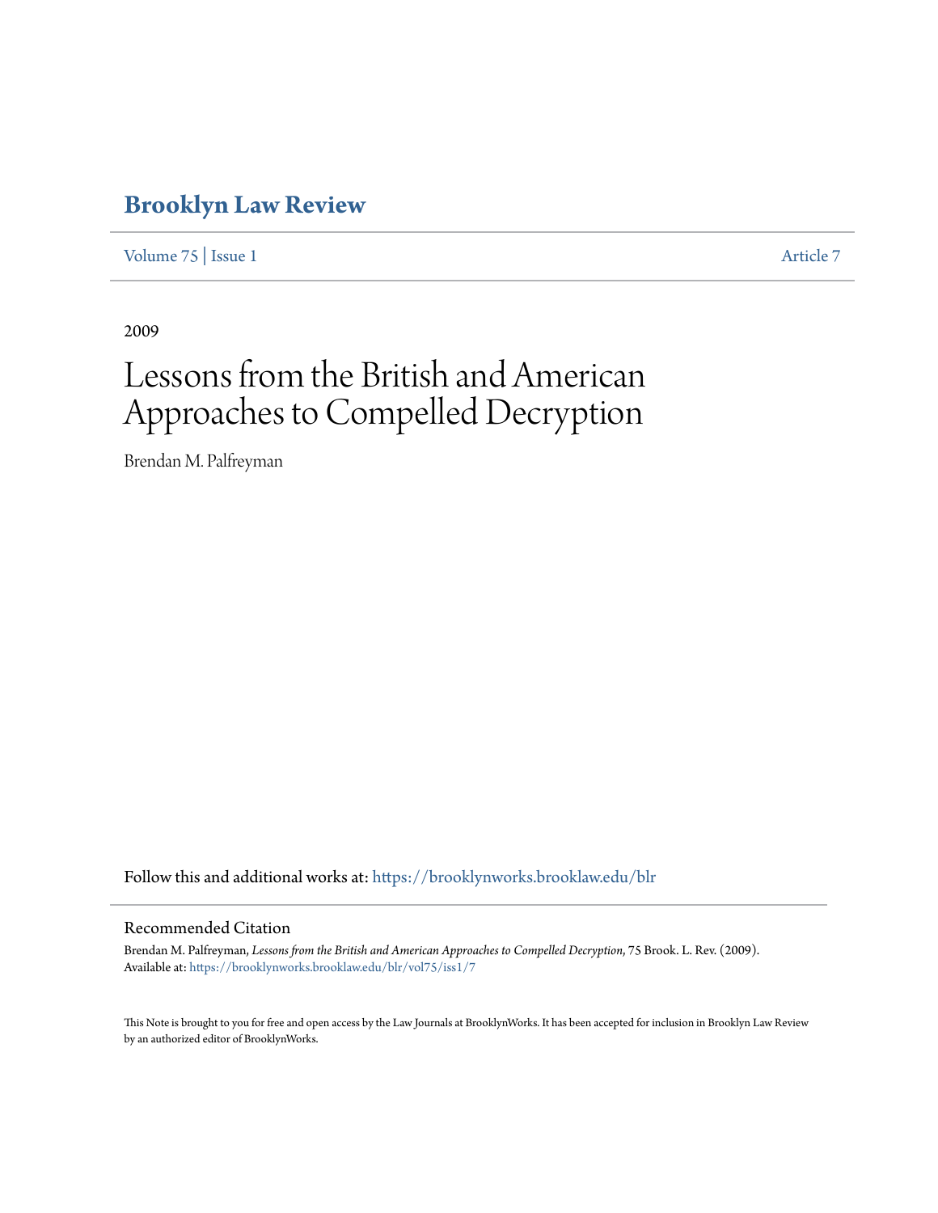# Brooklyn Law Review

Volume 75 | Issue 1 Article 7

2009

# Lessons from the British and American Approaches to Compelled Decryption

Brendan M. Palfreyman

Follow this and additional works at: https://brooklynworks.brooklaw.edu/blr

## Recommended Citation

Brendan M. Palfreyman, *Lessons from the British and American Approaches to Compelled Decryption*, 75 Brook. L. Rev. (2009).
Available at: https://brooklynworks.brooklaw.edu/blr/vol75/iss1/7

This Note is brought to you for free and open access by the Law Journals at BrooklynWorks. It has been accepted for inclusion in Brooklyn Law Review by an authorized editor of BrooklynWorks.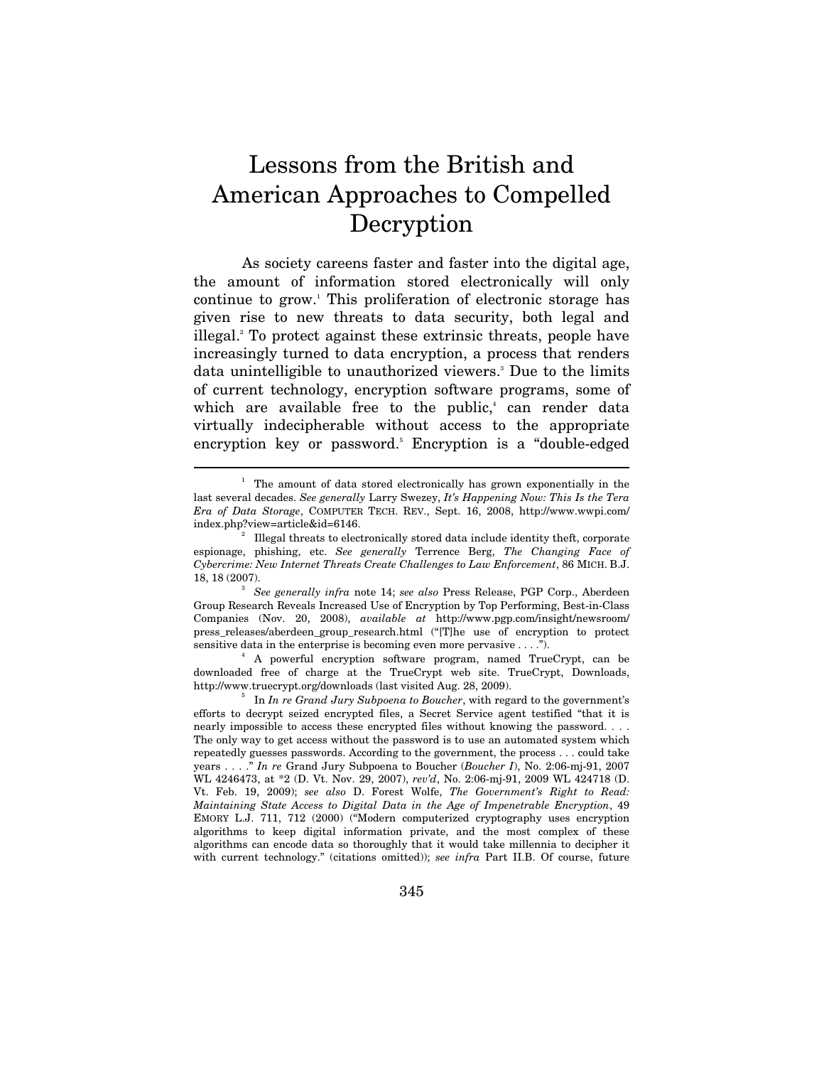# Lessons from the British and American Approaches to Compelled Decryption

As society careens faster and faster into the digital age, the amount of information stored electronically will only continue to grow.[1] This proliferation of electronic storage has given rise to new threats to data security, both legal and illegal.[2] To protect against these extrinsic threats, people have increasingly turned to data encryption, a process that renders data unintelligible to unauthorized viewers.[3] Due to the limits of current technology, encryption software programs, some of which are available free to the public,[4] can render data virtually indecipherable without access to the appropriate encryption key or password.[5] Encryption is a "double-edged

---

[1] The amount of data stored electronically has grown exponentially in the last several decades. *See generally* Larry Swezey, *It's Happening Now: This Is the Tera Era of Data Storage*, COMPUTER TECH. REV., Sept. 16, 2008, http://www.wwpi.com/index.php?view=article&id=6146.

[2] Illegal threats to electronically stored data include identity theft, corporate espionage, phishing, etc. *See generally* Terrence Berg, *The Changing Face of Cybercrime: New Internet Threats Create Challenges to Law Enforcement*, 86 MICH. B.J. 18, 18 (2007).

[3] *See generally infra* note 14; *see also* Press Release, PGP Corp., Aberdeen Group Research Reveals Increased Use of Encryption by Top Performing, Best-in-Class Companies (Nov. 20, 2008), *available at* http://www.pgp.com/insight/newsroom/press_releases/aberdeen_group_research.html ("[T]he use of encryption to protect sensitive data in the enterprise is becoming even more pervasive . . . .").

[4] A powerful encryption software program, named TrueCrypt, can be downloaded free of charge at the TrueCrypt web site. TrueCrypt, Downloads, http://www.truecrypt.org/downloads (last visited Aug. 28, 2009).

[5] In *In re Grand Jury Subpoena to Boucher*, with regard to the government's efforts to decrypt seized encrypted files, a Secret Service agent testified "that it is nearly impossible to access these encrypted files without knowing the password. . . . The only way to get access without the password is to use an automated system which repeatedly guesses passwords. According to the government, the process . . . could take years . . . ." *In re* Grand Jury Subpoena to Boucher (*Boucher I*), No. 2:06-mj-91, 2007 WL 4246473, at *2 (D. Vt. Nov. 29, 2007), *rev'd*, No. 2:06-mj-91, 2009 WL 424718 (D. Vt. Feb. 19, 2009); *see also* D. Forest Wolfe, *The Government's Right to Read: Maintaining State Access to Digital Data in the Age of Impenetrable Encryption*, 49 EMORY L.J. 711, 712 (2000) ("Modern computerized cryptography uses encryption algorithms to keep digital information private, and the most complex of these algorithms can encode data so thoroughly that it would take millennia to decipher it with current technology." (citations omitted)); *see infra* Part II.B. Of course, future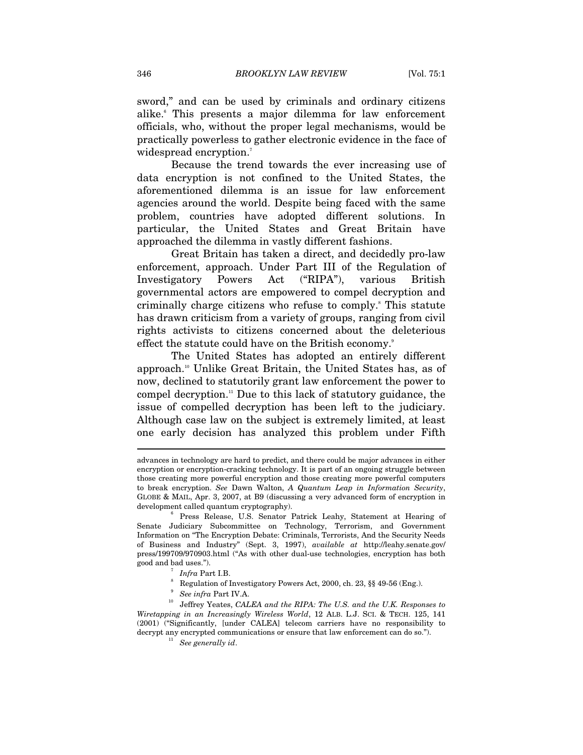sword," and can be used by criminals and ordinary citizens alike.[6] This presents a major dilemma for law enforcement officials, who, without the proper legal mechanisms, would be practically powerless to gather electronic evidence in the face of widespread encryption.[7]

Because the trend towards the ever increasing use of data encryption is not confined to the United States, the aforementioned dilemma is an issue for law enforcement agencies around the world. Despite being faced with the same problem, countries have adopted different solutions. In particular, the United States and Great Britain have approached the dilemma in vastly different fashions.

Great Britain has taken a direct, and decidedly pro-law enforcement, approach. Under Part III of the Regulation of Investigatory Powers Act ("RIPA"), various British governmental actors are empowered to compel decryption and criminally charge citizens who refuse to comply.[8] This statute has drawn criticism from a variety of groups, ranging from civil rights activists to citizens concerned about the deleterious effect the statute could have on the British economy.[9]

The United States has adopted an entirely different approach.[10] Unlike Great Britain, the United States has, as of now, declined to statutorily grant law enforcement the power to compel decryption.[11] Due to this lack of statutory guidance, the issue of compelled decryption has been left to the judiciary. Although case law on the subject is extremely limited, at least one early decision has analyzed this problem under Fifth

---

advances in technology are hard to predict, and there could be major advances in either encryption or encryption-cracking technology. It is part of an ongoing struggle between those creating more powerful encryption and those creating more powerful computers to break encryption. *See* Dawn Walton, *A Quantum Leap in Information Security*, GLOBE & MAIL, Apr. 3, 2007, at B9 (discussing a very advanced form of encryption in development called quantum cryptography).

[6] Press Release, U.S. Senator Patrick Leahy, Statement at Hearing of Senate Judiciary Subcommittee on Technology, Terrorism, and Government Information on "The Encryption Debate: Criminals, Terrorists, And the Security Needs of Business and Industry" (Sept. 3, 1997), *available at* http://leahy.senate.gov/press/199709/970903.html ("As with other dual-use technologies, encryption has both good and bad uses.").

[7] *Infra* Part I.B.

[8] Regulation of Investigatory Powers Act, 2000, ch. 23, §§ 49-56 (Eng.).

[9] *See infra* Part IV.A.

[10] Jeffrey Yeates, *CALEA and the RIPA: The U.S. and the U.K. Responses to Wiretapping in an Increasingly Wireless World*, 12 ALB. L.J. SCI. & TECH. 125, 141 (2001) ("Significantly, [under CALEA] telecom carriers have no responsibility to decrypt any encrypted communications or ensure that law enforcement can do so.").

[11] *See generally id*.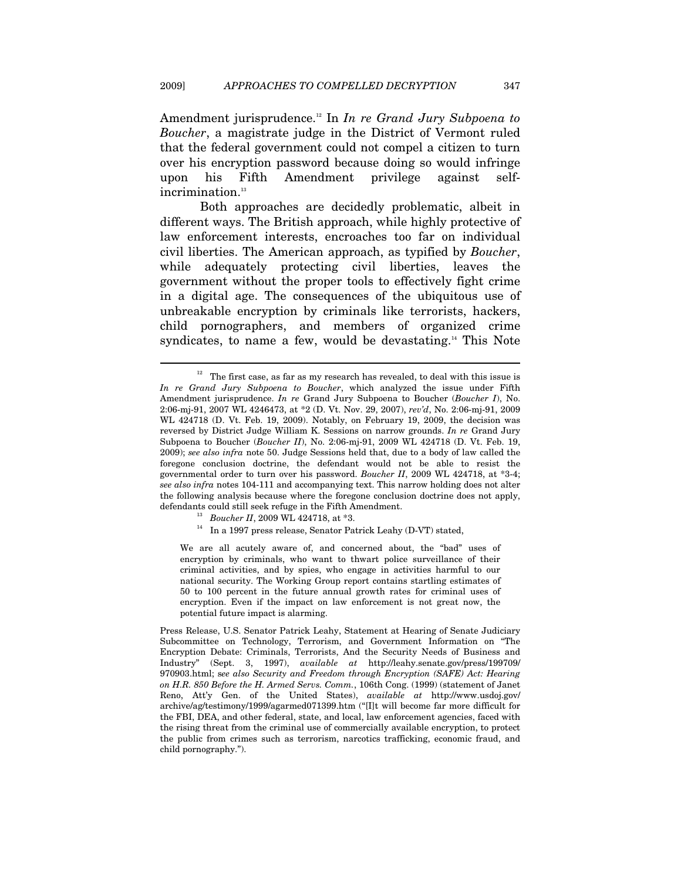Amendment jurisprudence.[12] In *In re Grand Jury Subpoena to Boucher*, a magistrate judge in the District of Vermont ruled that the federal government could not compel a citizen to turn over his encryption password because doing so would infringe upon his Fifth Amendment privilege against self-incrimination.[13]

Both approaches are decidedly problematic, albeit in different ways. The British approach, while highly protective of law enforcement interests, encroaches too far on individual civil liberties. The American approach, as typified by *Boucher*, while adequately protecting civil liberties, leaves the government without the proper tools to effectively fight crime in a digital age. The consequences of the ubiquitous use of unbreakable encryption by criminals like terrorists, hackers, child pornographers, and members of organized crime syndicates, to name a few, would be devastating.[14] This Note

---

[12] The first case, as far as my research has revealed, to deal with this issue is *In re Grand Jury Subpoena to Boucher*, which analyzed the issue under Fifth Amendment jurisprudence. *In re* Grand Jury Subpoena to Boucher (*Boucher I*), No. 2:06-mj-91, 2007 WL 4246473, at *2 (D. Vt. Nov. 29, 2007), *rev'd*, No. 2:06-mj-91, 2009 WL 424718 (D. Vt. Feb. 19, 2009). Notably, on February 19, 2009, the decision was reversed by District Judge William K. Sessions on narrow grounds. *In re* Grand Jury Subpoena to Boucher (*Boucher II*), No. 2:06-mj-91, 2009 WL 424718 (D. Vt. Feb. 19, 2009); *see also infra* note 50. Judge Sessions held that, due to a body of law called the foregone conclusion doctrine, the defendant would not be able to resist the governmental order to turn over his password. *Boucher II*, 2009 WL 424718, at *3-4; *see also infra* notes 104-111 and accompanying text. This narrow holding does not alter the following analysis because where the foregone conclusion doctrine does not apply, defendants could still seek refuge in the Fifth Amendment.

[13] *Boucher II*, 2009 WL 424718, at *3.

[14] In a 1997 press release, Senator Patrick Leahy (D-VT) stated,

> We are all acutely aware of, and concerned about, the "bad" uses of encryption by criminals, who want to thwart police surveillance of their criminal activities, and by spies, who engage in activities harmful to our national security. The Working Group report contains startling estimates of 50 to 100 percent in the future annual growth rates for criminal uses of encryption. Even if the impact on law enforcement is not great now, the potential future impact is alarming.

Press Release, U.S. Senator Patrick Leahy, Statement at Hearing of Senate Judiciary Subcommittee on Technology, Terrorism, and Government Information on "The Encryption Debate: Criminals, Terrorists, And the Security Needs of Business and Industry" (Sept. 3, 1997), *available at* http://leahy.senate.gov/press/199709/970903.html; *see also Security and Freedom through Encryption (SAFE) Act: Hearing on H.R. 850 Before the H. Armed Servs. Comm.*, 106th Cong. (1999) (statement of Janet Reno, Att'y Gen. of the United States), *available at* http://www.usdoj.gov/archive/ag/testimony/1999/agarmed071399.htm ("[I]t will become far more difficult for the FBI, DEA, and other federal, state, and local, law enforcement agencies, faced with the rising threat from the criminal use of commercially available encryption, to protect the public from crimes such as terrorism, narcotics trafficking, economic fraud, and child pornography.").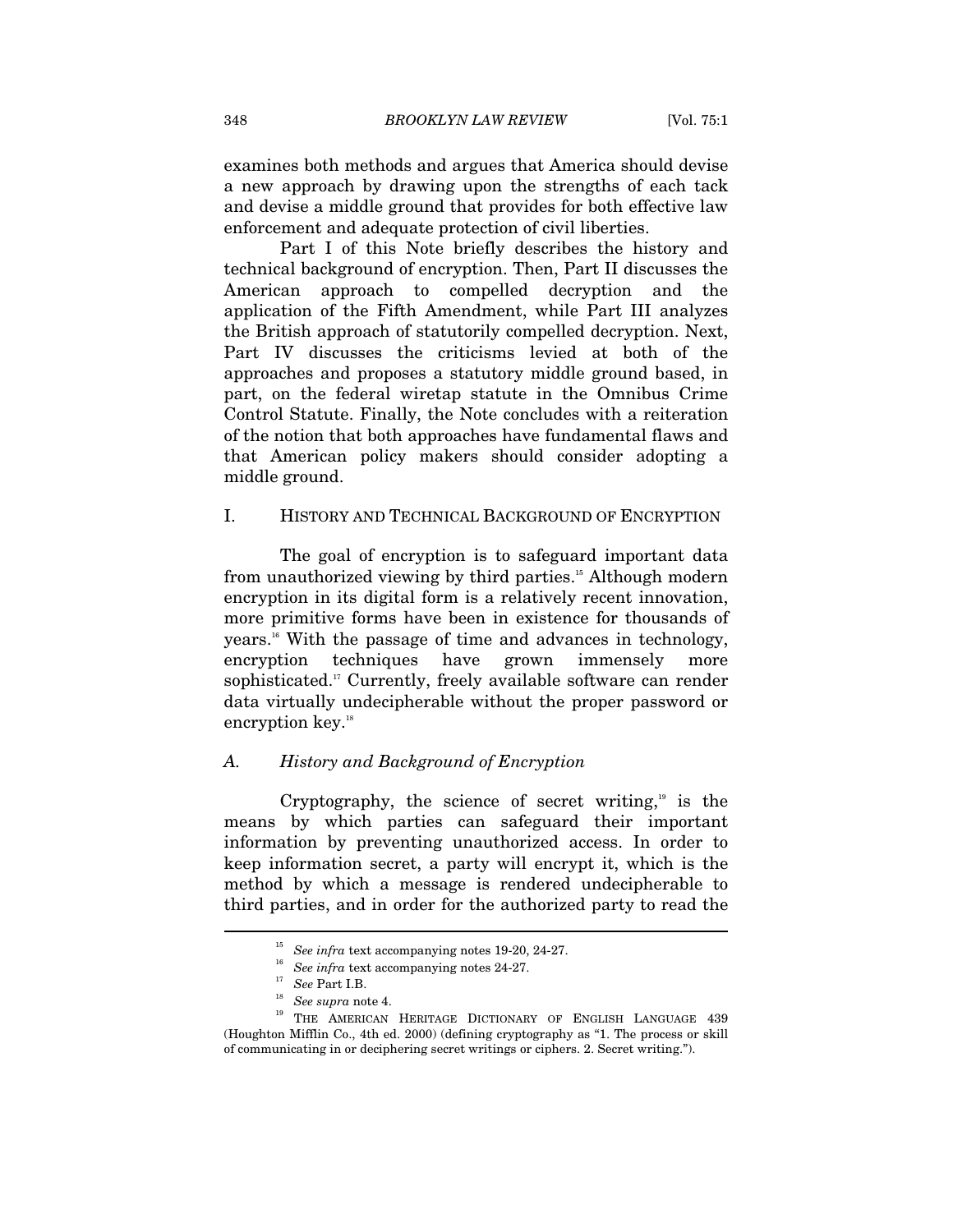examines both methods and argues that America should devise a new approach by drawing upon the strengths of each tack and devise a middle ground that provides for both effective law enforcement and adequate protection of civil liberties.

Part I of this Note briefly describes the history and technical background of encryption. Then, Part II discusses the American approach to compelled decryption and the application of the Fifth Amendment, while Part III analyzes the British approach of statutorily compelled decryption. Next, Part IV discusses the criticisms levied at both of the approaches and proposes a statutory middle ground based, in part, on the federal wiretap statute in the Omnibus Crime Control Statute. Finally, the Note concludes with a reiteration of the notion that both approaches have fundamental flaws and that American policy makers should consider adopting a middle ground.

## I. HISTORY AND TECHNICAL BACKGROUND OF ENCRYPTION

The goal of encryption is to safeguard important data from unauthorized viewing by third parties.[15] Although modern encryption in its digital form is a relatively recent innovation, more primitive forms have been in existence for thousands of years.[16] With the passage of time and advances in technology, encryption techniques have grown immensely more sophisticated.[17] Currently, freely available software can render data virtually undecipherable without the proper password or encryption key.[18]

### A. *History and Background of Encryption*

Cryptography, the science of secret writing,[19] is the means by which parties can safeguard their important information by preventing unauthorized access. In order to keep information secret, a party will encrypt it, which is the method by which a message is rendered undecipherable to third parties, and in order for the authorized party to read the

---

[15] *See infra* text accompanying notes 19-20, 24-27.

[16] *See infra* text accompanying notes 24-27.

[17] *See* Part I.B.

[18] *See supra* note 4.

[19] THE AMERICAN HERITAGE DICTIONARY OF ENGLISH LANGUAGE 439 (Houghton Mifflin Co., 4th ed. 2000) (defining cryptography as "1. The process or skill of communicating in or deciphering secret writings or ciphers. 2. Secret writing.").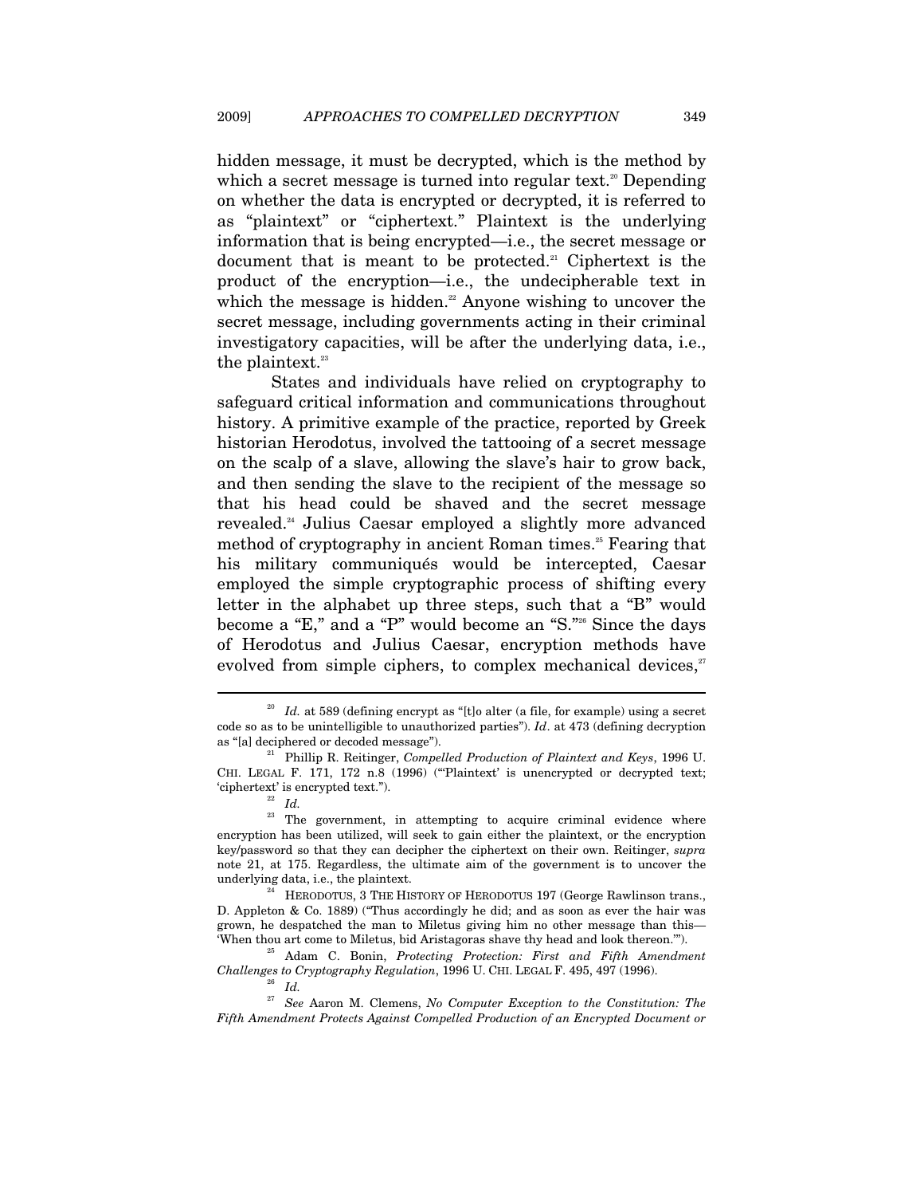hidden message, it must be decrypted, which is the method by which a secret message is turned into regular text.[20] Depending on whether the data is encrypted or decrypted, it is referred to as "plaintext" or "ciphertext." Plaintext is the underlying information that is being encrypted—i.e., the secret message or document that is meant to be protected.[21] Ciphertext is the product of the encryption—i.e., the undecipherable text in which the message is hidden.[22] Anyone wishing to uncover the secret message, including governments acting in their criminal investigatory capacities, will be after the underlying data, i.e., the plaintext.[23]

States and individuals have relied on cryptography to safeguard critical information and communications throughout history. A primitive example of the practice, reported by Greek historian Herodotus, involved the tattooing of a secret message on the scalp of a slave, allowing the slave's hair to grow back, and then sending the slave to the recipient of the message so that his head could be shaved and the secret message revealed.[24] Julius Caesar employed a slightly more advanced method of cryptography in ancient Roman times.[25] Fearing that his military communiqués would be intercepted, Caesar employed the simple cryptographic process of shifting every letter in the alphabet up three steps, such that a "B" would become a "E," and a "P" would become an "S."[26] Since the days of Herodotus and Julius Caesar, encryption methods have evolved from simple ciphers, to complex mechanical devices,[27]

---

[20] *Id.* at 589 (defining encrypt as "[t]o alter (a file, for example) using a secret code so as to be unintelligible to unauthorized parties"). *Id*. at 473 (defining decryption as "[a] deciphered or decoded message").

[21] Phillip R. Reitinger, *Compelled Production of Plaintext and Keys*, 1996 U. CHI. LEGAL F. 171, 172 n.8 (1996) ("'Plaintext' is unencrypted or decrypted text; 'ciphertext' is encrypted text.").

[22] *Id.*

[23] The government, in attempting to acquire criminal evidence where encryption has been utilized, will seek to gain either the plaintext, or the encryption key/password so that they can decipher the ciphertext on their own. Reitinger, *supra* note 21, at 175. Regardless, the ultimate aim of the government is to uncover the underlying data, i.e., the plaintext.

[24] HERODOTUS, 3 THE HISTORY OF HERODOTUS 197 (George Rawlinson trans., D. Appleton & Co. 1889) ("Thus accordingly he did; and as soon as ever the hair was grown, he despatched the man to Miletus giving him no other message than this—'When thou art come to Miletus, bid Aristagoras shave thy head and look thereon.'").

[25] Adam C. Bonin, *Protecting Protection: First and Fifth Amendment Challenges to Cryptography Regulation*, 1996 U. CHI. LEGAL F. 495, 497 (1996).

[26] *Id.*

[27] *See* Aaron M. Clemens, *No Computer Exception to the Constitution: The Fifth Amendment Protects Against Compelled Production of an Encrypted Document or*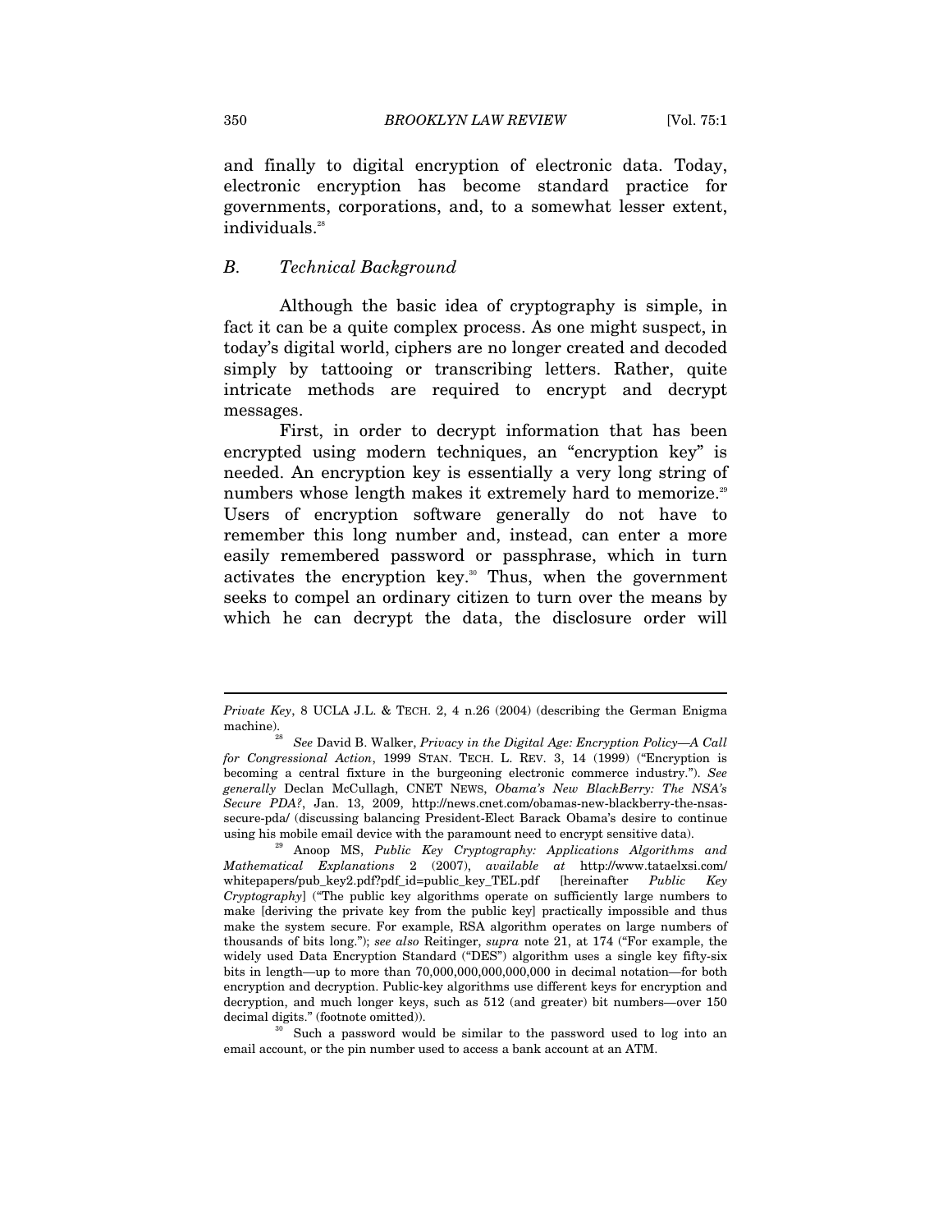and finally to digital encryption of electronic data. Today, electronic encryption has become standard practice for governments, corporations, and, to a somewhat lesser extent, individuals.[28]

### *B. Technical Background*

Although the basic idea of cryptography is simple, in fact it can be a quite complex process. As one might suspect, in today's digital world, ciphers are no longer created and decoded simply by tattooing or transcribing letters. Rather, quite intricate methods are required to encrypt and decrypt messages.

First, in order to decrypt information that has been encrypted using modern techniques, an "encryption key" is needed. An encryption key is essentially a very long string of numbers whose length makes it extremely hard to memorize.[29] Users of encryption software generally do not have to remember this long number and, instead, can enter a more easily remembered password or passphrase, which in turn activates the encryption key.[30] Thus, when the government seeks to compel an ordinary citizen to turn over the means by which he can decrypt the data, the disclosure order will

---

*Private Key*, 8 UCLA J.L. & TECH. 2, 4 n.26 (2004) (describing the German Enigma machine).

[28] *See* David B. Walker, *Privacy in the Digital Age: Encryption Policy—A Call for Congressional Action*, 1999 STAN. TECH. L. REV. 3, 14 (1999) ("Encryption is becoming a central fixture in the burgeoning electronic commerce industry."). *See generally* Declan McCullagh, CNET NEWS, *Obama's New BlackBerry: The NSA's Secure PDA?*, Jan. 13, 2009, http://news.cnet.com/obamas-new-blackberry-the-nsas-secure-pda/ (discussing balancing President-Elect Barack Obama's desire to continue using his mobile email device with the paramount need to encrypt sensitive data).

[29] Anoop MS, *Public Key Cryptography: Applications Algorithms and Mathematical Explanations* 2 (2007), *available at* http://www.tataelxsi.com/whitepapers/pub_key2.pdf?pdf_id=public_key_TEL.pdf [hereinafter *Public Key Cryptography*] ("The public key algorithms operate on sufficiently large numbers to make [deriving the private key from the public key] practically impossible and thus make the system secure. For example, RSA algorithm operates on large numbers of thousands of bits long."); *see also* Reitinger, *supra* note 21, at 174 ("For example, the widely used Data Encryption Standard ("DES") algorithm uses a single key fifty-six bits in length—up to more than 70,000,000,000,000,000 in decimal notation—for both encryption and decryption. Public-key algorithms use different keys for encryption and decryption, and much longer keys, such as 512 (and greater) bit numbers—over 150 decimal digits." (footnote omitted)).

[30] Such a password would be similar to the password used to log into an email account, or the pin number used to access a bank account at an ATM.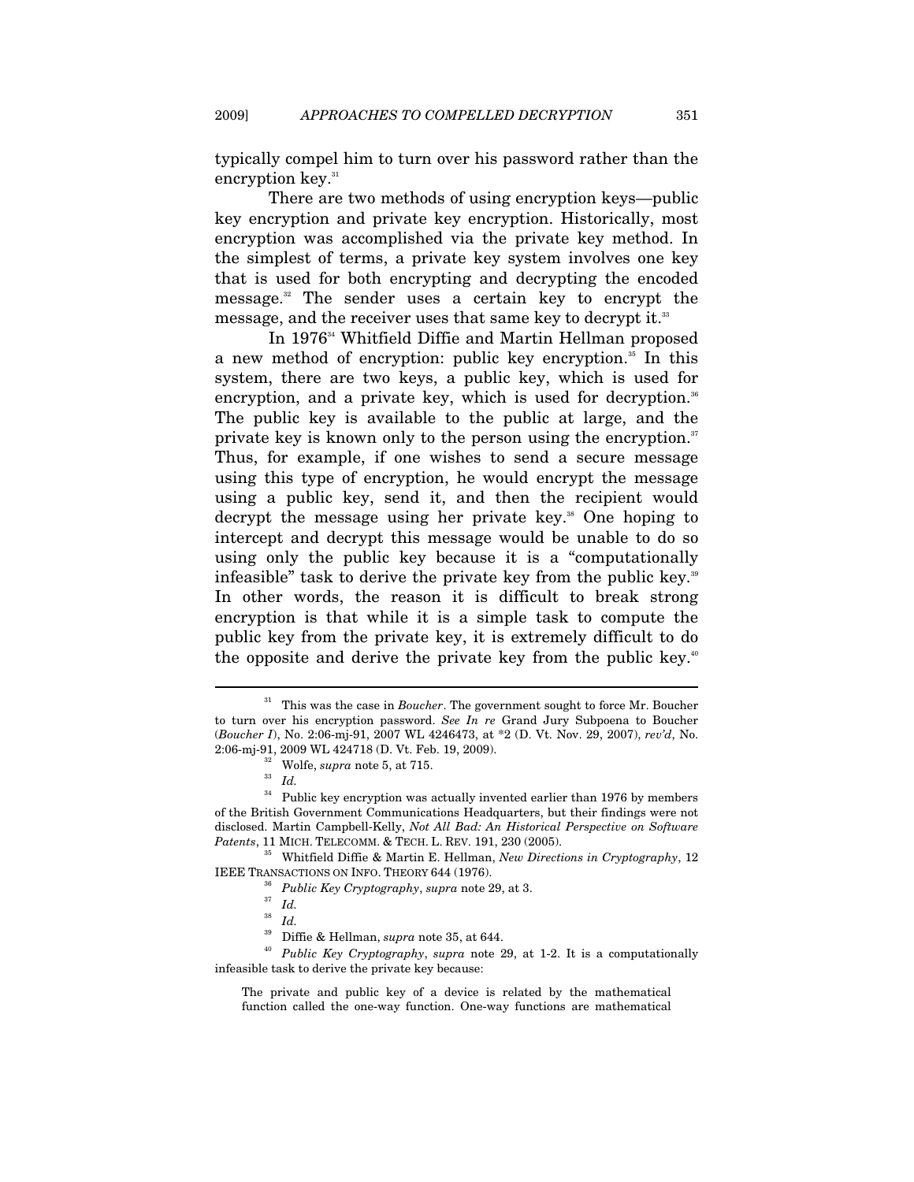typically compel him to turn over his password rather than the encryption key.[31]

There are two methods of using encryption keys—public key encryption and private key encryption. Historically, most encryption was accomplished via the private key method. In the simplest of terms, a private key system involves one key that is used for both encrypting and decrypting the encoded message.[32] The sender uses a certain key to encrypt the message, and the receiver uses that same key to decrypt it.[33]

In 1976[34] Whitfield Diffie and Martin Hellman proposed a new method of encryption: public key encryption.[35] In this system, there are two keys, a public key, which is used for encryption, and a private key, which is used for decryption.[36] The public key is available to the public at large, and the private key is known only to the person using the encryption.[37] Thus, for example, if one wishes to send a secure message using this type of encryption, he would encrypt the message using a public key, send it, and then the recipient would decrypt the message using her private key.[38] One hoping to intercept and decrypt this message would be unable to do so using only the public key because it is a "computationally infeasible" task to derive the private key from the public key.[39] In other words, the reason it is difficult to break strong encryption is that while it is a simple task to compute the public key from the private key, it is extremely difficult to do the opposite and derive the private key from the public key.[40]

---

[31] This was the case in *Boucher*. The government sought to force Mr. Boucher to turn over his encryption password. *See In re* Grand Jury Subpoena to Boucher (*Boucher I*), No. 2:06-mj-91, 2007 WL 4246473, at *2 (D. Vt. Nov. 29, 2007), *rev'd*, No. 2:06-mj-91, 2009 WL 424718 (D. Vt. Feb. 19, 2009).

[32] Wolfe, *supra* note 5, at 715.

[33] *Id.*

[34] Public key encryption was actually invented earlier than 1976 by members of the British Government Communications Headquarters, but their findings were not disclosed. Martin Campbell-Kelly, *Not All Bad: An Historical Perspective on Software Patents*, 11 MICH. TELECOMM. & TECH. L. REV. 191, 230 (2005).

[35] Whitfield Diffie & Martin E. Hellman, *New Directions in Cryptography*, 12 IEEE TRANSACTIONS ON INFO. THEORY 644 (1976).

[36] *Public Key Cryptography*, *supra* note 29, at 3.

[37] *Id.*

[38] *Id.*

[39] Diffie & Hellman, *supra* note 35, at 644.

[40] *Public Key Cryptography*, *supra* note 29, at 1-2. It is a computationally infeasible task to derive the private key because:

> The private and public key of a device is related by the mathematical function called the one-way function. One-way functions are mathematical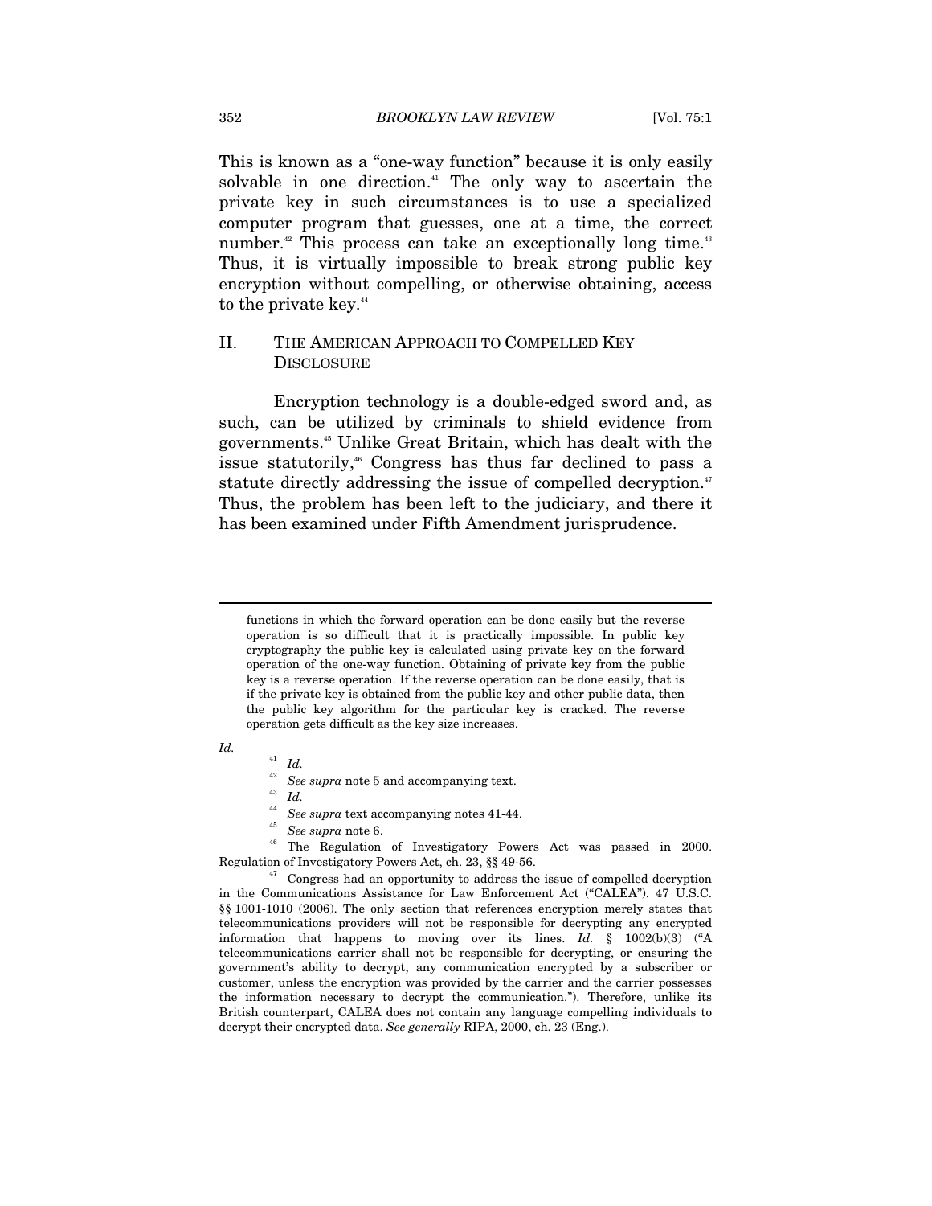This is known as a "one-way function" because it is only easily solvable in one direction.[41] The only way to ascertain the private key in such circumstances is to use a specialized computer program that guesses, one at a time, the correct number.[42] This process can take an exceptionally long time.[43] Thus, it is virtually impossible to break strong public key encryption without compelling, or otherwise obtaining, access to the private key.[44]

## II. THE AMERICAN APPROACH TO COMPELLED KEY DISCLOSURE

Encryption technology is a double-edged sword and, as such, can be utilized by criminals to shield evidence from governments.[45] Unlike Great Britain, which has dealt with the issue statutorily,[46] Congress has thus far declined to pass a statute directly addressing the issue of compelled decryption.[47] Thus, the problem has been left to the judiciary, and there it has been examined under Fifth Amendment jurisprudence.

---

> functions in which the forward operation can be done easily but the reverse operation is so difficult that it is practically impossible. In public key cryptography the public key is calculated using private key on the forward operation of the one-way function. Obtaining of private key from the public key is a reverse operation. If the reverse operation can be done easily, that is if the private key is obtained from the public key and other public data, then the public key algorithm for the particular key is cracked. The reverse operation gets difficult as the key size increases.

*Id.*

[41] *Id.*

[42] *See supra* note 5 and accompanying text.

[43] *Id.*

[44] *See supra* text accompanying notes 41-44.

[45] *See supra* note 6.

[46] The Regulation of Investigatory Powers Act was passed in 2000. Regulation of Investigatory Powers Act, ch. 23, §§ 49-56.

[47] Congress had an opportunity to address the issue of compelled decryption in the Communications Assistance for Law Enforcement Act ("CALEA"). 47 U.S.C. §§ 1001-1010 (2006). The only section that references encryption merely states that telecommunications providers will not be responsible for decrypting any encrypted information that happens to moving over its lines. *Id.* § 1002(b)(3) ("A telecommunications carrier shall not be responsible for decrypting, or ensuring the government's ability to decrypt, any communication encrypted by a subscriber or customer, unless the encryption was provided by the carrier and the carrier possesses the information necessary to decrypt the communication."). Therefore, unlike its British counterpart, CALEA does not contain any language compelling individuals to decrypt their encrypted data. *See generally* RIPA, 2000, ch. 23 (Eng.).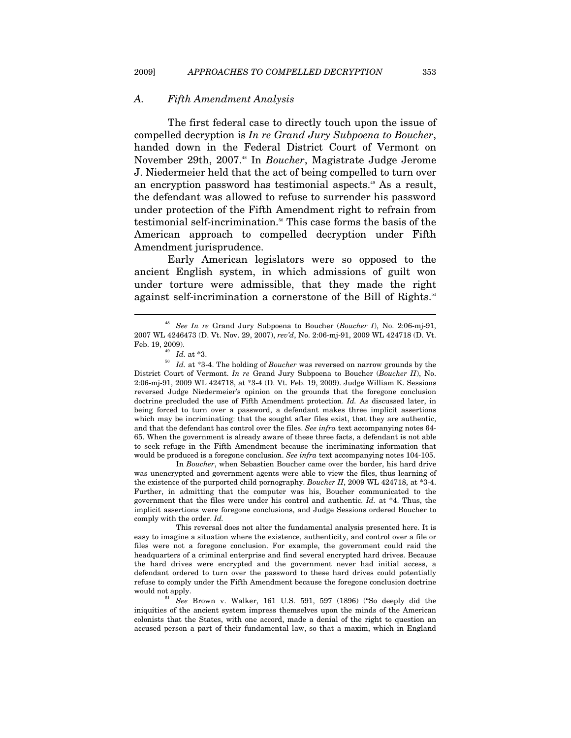### A. *Fifth Amendment Analysis*

The first federal case to directly touch upon the issue of compelled decryption is *In re Grand Jury Subpoena to Boucher*, handed down in the Federal District Court of Vermont on November 29th, 2007.[48] In *Boucher*, Magistrate Judge Jerome J. Niedermeier held that the act of being compelled to turn over an encryption password has testimonial aspects.[49] As a result, the defendant was allowed to refuse to surrender his password under protection of the Fifth Amendment right to refrain from testimonial self-incrimination.[50] This case forms the basis of the American approach to compelled decryption under Fifth Amendment jurisprudence.

Early American legislators were so opposed to the ancient English system, in which admissions of guilt won under torture were admissible, that they made the right against self-incrimination a cornerstone of the Bill of Rights.[51]

---

[48] *See In re* Grand Jury Subpoena to Boucher (*Boucher I*), No. 2:06-mj-91, 2007 WL 4246473 (D. Vt. Nov. 29, 2007), *rev'd*, No. 2:06-mj-91, 2009 WL 424718 (D. Vt. Feb. 19, 2009).

[49] *Id.* at *3.

[50] *Id.* at *3-4. The holding of *Boucher* was reversed on narrow grounds by the District Court of Vermont. *In re* Grand Jury Subpoena to Boucher (*Boucher II*), No. 2:06-mj-91, 2009 WL 424718, at *3-4 (D. Vt. Feb. 19, 2009). Judge William K. Sessions reversed Judge Niedermeier's opinion on the grounds that the foregone conclusion doctrine precluded the use of Fifth Amendment protection. *Id.* As discussed later, in being forced to turn over a password, a defendant makes three implicit assertions which may be incriminating: that the sought after files exist, that they are authentic, and that the defendant has control over the files. *See infra* text accompanying notes 64-65. When the government is already aware of these three facts, a defendant is not able to seek refuge in the Fifth Amendment because the incriminating information that would be produced is a foregone conclusion. *See infra* text accompanying notes 104-105.

In *Boucher*, when Sebastien Boucher came over the border, his hard drive was unencrypted and government agents were able to view the files, thus learning of the existence of the purported child pornography. *Boucher II*, 2009 WL 424718, at *3-4. Further, in admitting that the computer was his, Boucher communicated to the government that the files were under his control and authentic. *Id.* at *4. Thus, the implicit assertions were foregone conclusions, and Judge Sessions ordered Boucher to comply with the order. *Id.*

This reversal does not alter the fundamental analysis presented here. It is easy to imagine a situation where the existence, authenticity, and control over a file or files were not a foregone conclusion. For example, the government could raid the headquarters of a criminal enterprise and find several encrypted hard drives. Because the hard drives were encrypted and the government never had initial access, a defendant ordered to turn over the password to these hard drives could potentially refuse to comply under the Fifth Amendment because the foregone conclusion doctrine would not apply.

[51] *See* Brown v. Walker, 161 U.S. 591, 597 (1896) ("So deeply did the iniquities of the ancient system impress themselves upon the minds of the American colonists that the States, with one accord, made a denial of the right to question an accused person a part of their fundamental law, so that a maxim, which in England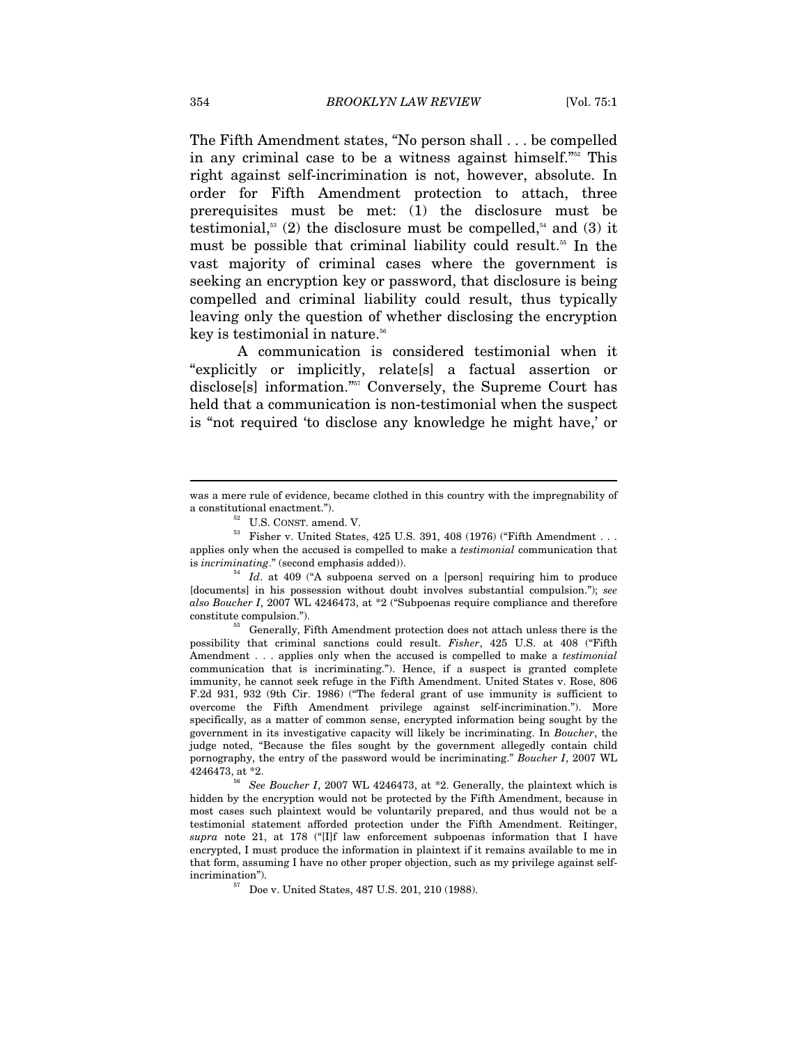The Fifth Amendment states, "No person shall . . . be compelled in any criminal case to be a witness against himself."[52] This right against self-incrimination is not, however, absolute. In order for Fifth Amendment protection to attach, three prerequisites must be met: (1) the disclosure must be testimonial,[53] (2) the disclosure must be compelled,[54] and (3) it must be possible that criminal liability could result.[55] In the vast majority of criminal cases where the government is seeking an encryption key or password, that disclosure is being compelled and criminal liability could result, thus typically leaving only the question of whether disclosing the encryption key is testimonial in nature.[56]

A communication is considered testimonial when it "explicitly or implicitly, relate[s] a factual assertion or disclose[s] information."[57] Conversely, the Supreme Court has held that a communication is non-testimonial when the suspect is "not required 'to disclose any knowledge he might have,' or

---

was a mere rule of evidence, became clothed in this country with the impregnability of a constitutional enactment.").

[52] U.S. CONST. amend. V.

[53] Fisher v. United States, 425 U.S. 391, 408 (1976) ("Fifth Amendment . . . applies only when the accused is compelled to make a *testimonial* communication that is *incriminating*." (second emphasis added)).

[54] *Id*. at 409 ("A subpoena served on a [person] requiring him to produce [documents] in his possession without doubt involves substantial compulsion."); *see also Boucher I*, 2007 WL 4246473, at *2 ("Subpoenas require compliance and therefore constitute compulsion.").

[55] Generally, Fifth Amendment protection does not attach unless there is the possibility that criminal sanctions could result. *Fisher*, 425 U.S. at 408 ("Fifth Amendment . . . applies only when the accused is compelled to make a *testimonial* communication that is incriminating."). Hence, if a suspect is granted complete immunity, he cannot seek refuge in the Fifth Amendment. United States v. Rose, 806 F.2d 931, 932 (9th Cir. 1986) ("The federal grant of use immunity is sufficient to overcome the Fifth Amendment privilege against self-incrimination."). More specifically, as a matter of common sense, encrypted information being sought by the government in its investigative capacity will likely be incriminating. In *Boucher*, the judge noted, "Because the files sought by the government allegedly contain child pornography, the entry of the password would be incriminating." *Boucher I*, 2007 WL 4246473, at *2.

[56] *See Boucher I*, 2007 WL 4246473, at *2. Generally, the plaintext which is hidden by the encryption would not be protected by the Fifth Amendment, because in most cases such plaintext would be voluntarily prepared, and thus would not be a testimonial statement afforded protection under the Fifth Amendment. Reitinger, *supra* note 21, at 178 ("[I]f law enforcement subpoenas information that I have encrypted, I must produce the information in plaintext if it remains available to me in that form, assuming I have no other proper objection, such as my privilege against self-incrimination").

[57] Doe v. United States, 487 U.S. 201, 210 (1988).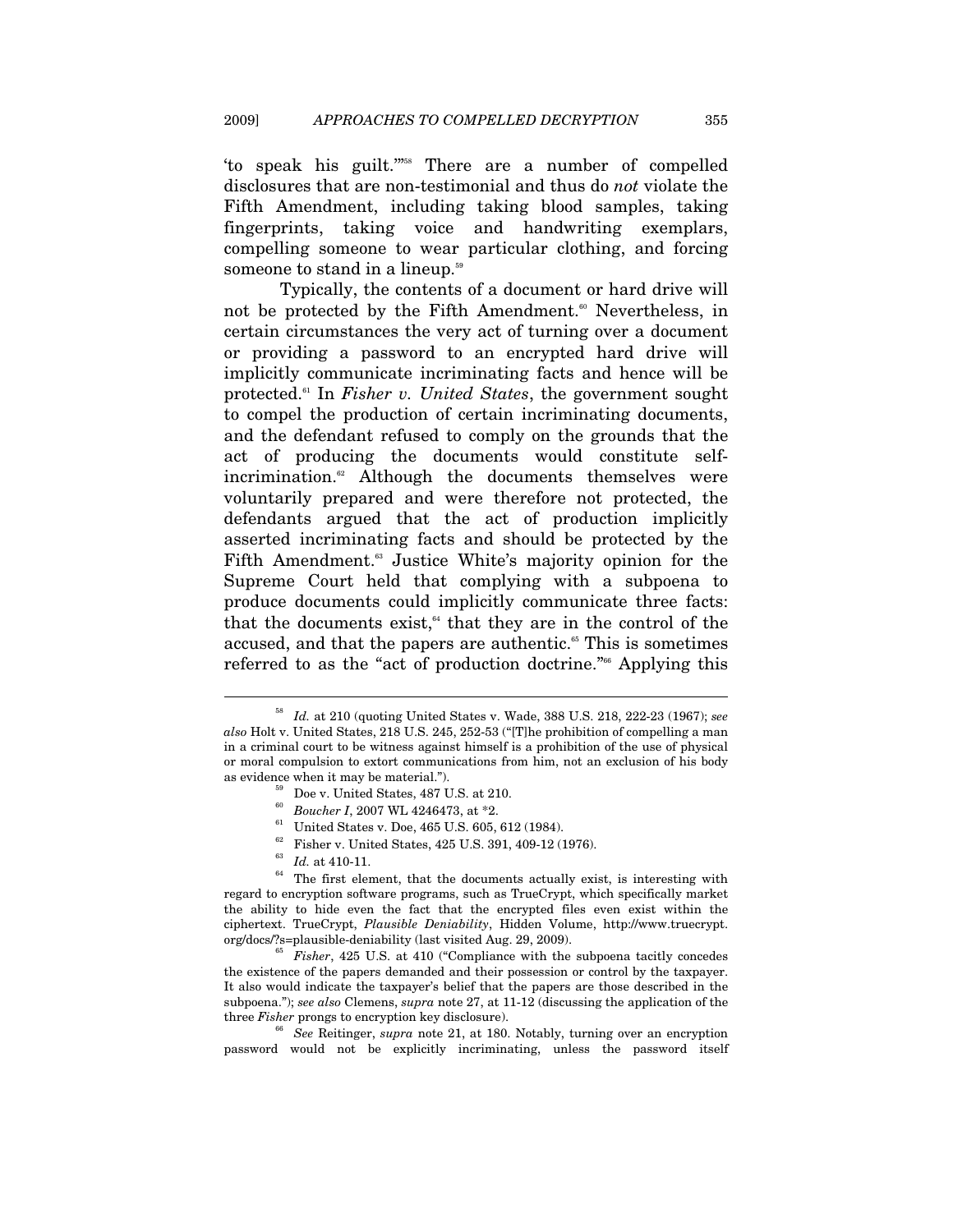'to speak his guilt.'"[58] There are a number of compelled disclosures that are non-testimonial and thus do *not* violate the Fifth Amendment, including taking blood samples, taking fingerprints, taking voice and handwriting exemplars, compelling someone to wear particular clothing, and forcing someone to stand in a lineup.[59]

Typically, the contents of a document or hard drive will not be protected by the Fifth Amendment.[60] Nevertheless, in certain circumstances the very act of turning over a document or providing a password to an encrypted hard drive will implicitly communicate incriminating facts and hence will be protected.[61] In *Fisher v. United States*, the government sought to compel the production of certain incriminating documents, and the defendant refused to comply on the grounds that the act of producing the documents would constitute self-incrimination.[62] Although the documents themselves were voluntarily prepared and were therefore not protected, the defendants argued that the act of production implicitly asserted incriminating facts and should be protected by the Fifth Amendment.[63] Justice White's majority opinion for the Supreme Court held that complying with a subpoena to produce documents could implicitly communicate three facts: that the documents exist,[64] that they are in the control of the accused, and that the papers are authentic.[65] This is sometimes referred to as the "act of production doctrine."[66] Applying this

---

[58] *Id.* at 210 (quoting United States v. Wade, 388 U.S. 218, 222-23 (1967); *see also* Holt v. United States, 218 U.S. 245, 252-53 ("[T]he prohibition of compelling a man in a criminal court to be witness against himself is a prohibition of the use of physical or moral compulsion to extort communications from him, not an exclusion of his body as evidence when it may be material.").

[59] Doe v. United States, 487 U.S. at 210.

[60] *Boucher I*, 2007 WL 4246473, at *2.

[61] United States v. Doe, 465 U.S. 605, 612 (1984).

[62] Fisher v. United States, 425 U.S. 391, 409-12 (1976).

[63] *Id.* at 410-11.

[64] The first element, that the documents actually exist, is interesting with regard to encryption software programs, such as TrueCrypt, which specifically market the ability to hide even the fact that the encrypted files even exist within the ciphertext. TrueCrypt, *Plausible Deniability*, Hidden Volume, http://www.truecrypt.org/docs/?s=plausible-deniability (last visited Aug. 29, 2009).

[65] *Fisher*, 425 U.S. at 410 ("Compliance with the subpoena tacitly concedes the existence of the papers demanded and their possession or control by the taxpayer. It also would indicate the taxpayer's belief that the papers are those described in the subpoena."); *see also* Clemens, *supra* note 27, at 11-12 (discussing the application of the three *Fisher* prongs to encryption key disclosure).

[66] *See* Reitinger, *supra* note 21, at 180. Notably, turning over an encryption password would not be explicitly incriminating, unless the password itself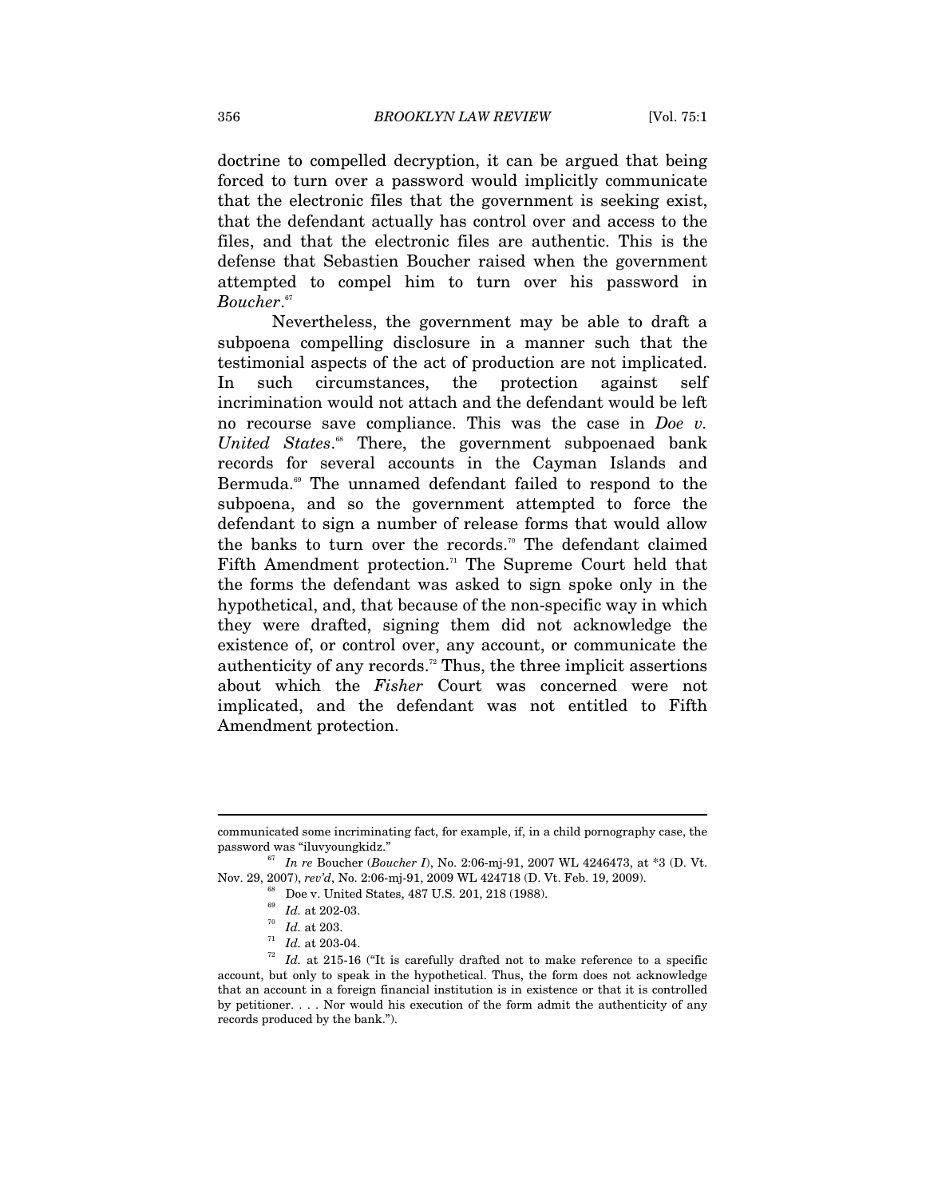doctrine to compelled decryption, it can be argued that being forced to turn over a password would implicitly communicate that the electronic files that the government is seeking exist, that the defendant actually has control over and access to the files, and that the electronic files are authentic. This is the defense that Sebastien Boucher raised when the government attempted to compel him to turn over his password in *Boucher*.[67]

Nevertheless, the government may be able to draft a subpoena compelling disclosure in a manner such that the testimonial aspects of the act of production are not implicated. In such circumstances, the protection against self incrimination would not attach and the defendant would be left no recourse save compliance. This was the case in *Doe v. United States*.[68] There, the government subpoenaed bank records for several accounts in the Cayman Islands and Bermuda.[69] The unnamed defendant failed to respond to the subpoena, and so the government attempted to force the defendant to sign a number of release forms that would allow the banks to turn over the records.[70] The defendant claimed Fifth Amendment protection.[71] The Supreme Court held that the forms the defendant was asked to sign spoke only in the hypothetical, and, that because of the non-specific way in which they were drafted, signing them did not acknowledge the existence of, or control over, any account, or communicate the authenticity of any records.[72] Thus, the three implicit assertions about which the *Fisher* Court was concerned were not implicated, and the defendant was not entitled to Fifth Amendment protection.

---

communicated some incriminating fact, for example, if, in a child pornography case, the password was "iluvyoungkidz."

[67] *In re* Boucher (*Boucher I*), No. 2:06-mj-91, 2007 WL 4246473, at \*3 (D. Vt. Nov. 29, 2007), *rev'd*, No. 2:06-mj-91, 2009 WL 424718 (D. Vt. Feb. 19, 2009).

[68] Doe v. United States, 487 U.S. 201, 218 (1988).

[69] *Id.* at 202-03.

[70] *Id.* at 203.

[71] *Id.* at 203-04.

[72] *Id.* at 215-16 ("It is carefully drafted not to make reference to a specific account, but only to speak in the hypothetical. Thus, the form does not acknowledge that an account in a foreign financial institution is in existence or that it is controlled by petitioner. . . . Nor would his execution of the form admit the authenticity of any records produced by the bank.").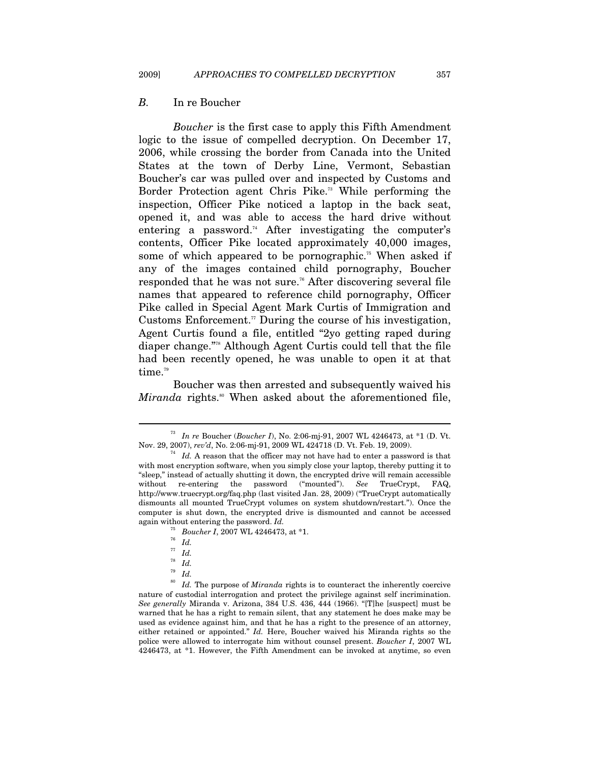### *B.* In re Boucher

*Boucher* is the first case to apply this Fifth Amendment logic to the issue of compelled decryption. On December 17, 2006, while crossing the border from Canada into the United States at the town of Derby Line, Vermont, Sebastian Boucher's car was pulled over and inspected by Customs and Border Protection agent Chris Pike.[73] While performing the inspection, Officer Pike noticed a laptop in the back seat, opened it, and was able to access the hard drive without entering a password.[74] After investigating the computer's contents, Officer Pike located approximately 40,000 images, some of which appeared to be pornographic.[75] When asked if any of the images contained child pornography, Boucher responded that he was not sure.[76] After discovering several file names that appeared to reference child pornography, Officer Pike called in Special Agent Mark Curtis of Immigration and Customs Enforcement.[77] During the course of his investigation, Agent Curtis found a file, entitled "2yo getting raped during diaper change."[78] Although Agent Curtis could tell that the file had been recently opened, he was unable to open it at that time.[79]

Boucher was then arrested and subsequently waived his *Miranda* rights.[80] When asked about the aforementioned file,

---

[73] *In re* Boucher (*Boucher I*), No. 2:06-mj-91, 2007 WL 4246473, at *1 (D. Vt. Nov. 29, 2007), *rev'd*, No. 2:06-mj-91, 2009 WL 424718 (D. Vt. Feb. 19, 2009).

[74] *Id.* A reason that the officer may not have had to enter a password is that with most encryption software, when you simply close your laptop, thereby putting it to "sleep," instead of actually shutting it down, the encrypted drive will remain accessible without re-entering the password ("mounted"). *See* TrueCrypt, FAQ, http://www.truecrypt.org/faq.php (last visited Jan. 28, 2009) ("TrueCrypt automatically dismounts all mounted TrueCrypt volumes on system shutdown/restart."). Once the computer is shut down, the encrypted drive is dismounted and cannot be accessed again without entering the password. *Id.*

[75] *Boucher I*, 2007 WL 4246473, at *1.

[76] *Id.*

[77] *Id.*

[78] *Id.*

[79] *Id.*

[80] *Id.* The purpose of *Miranda* rights is to counteract the inherently coercive nature of custodial interrogation and protect the privilege against self incrimination. *See generally* Miranda v. Arizona, 384 U.S. 436, 444 (1966). "[T]he [suspect] must be warned that he has a right to remain silent, that any statement he does make may be used as evidence against him, and that he has a right to the presence of an attorney, either retained or appointed." *Id.* Here, Boucher waived his Miranda rights so the police were allowed to interrogate him without counsel present. *Boucher I*, 2007 WL 4246473, at *1. However, the Fifth Amendment can be invoked at anytime, so even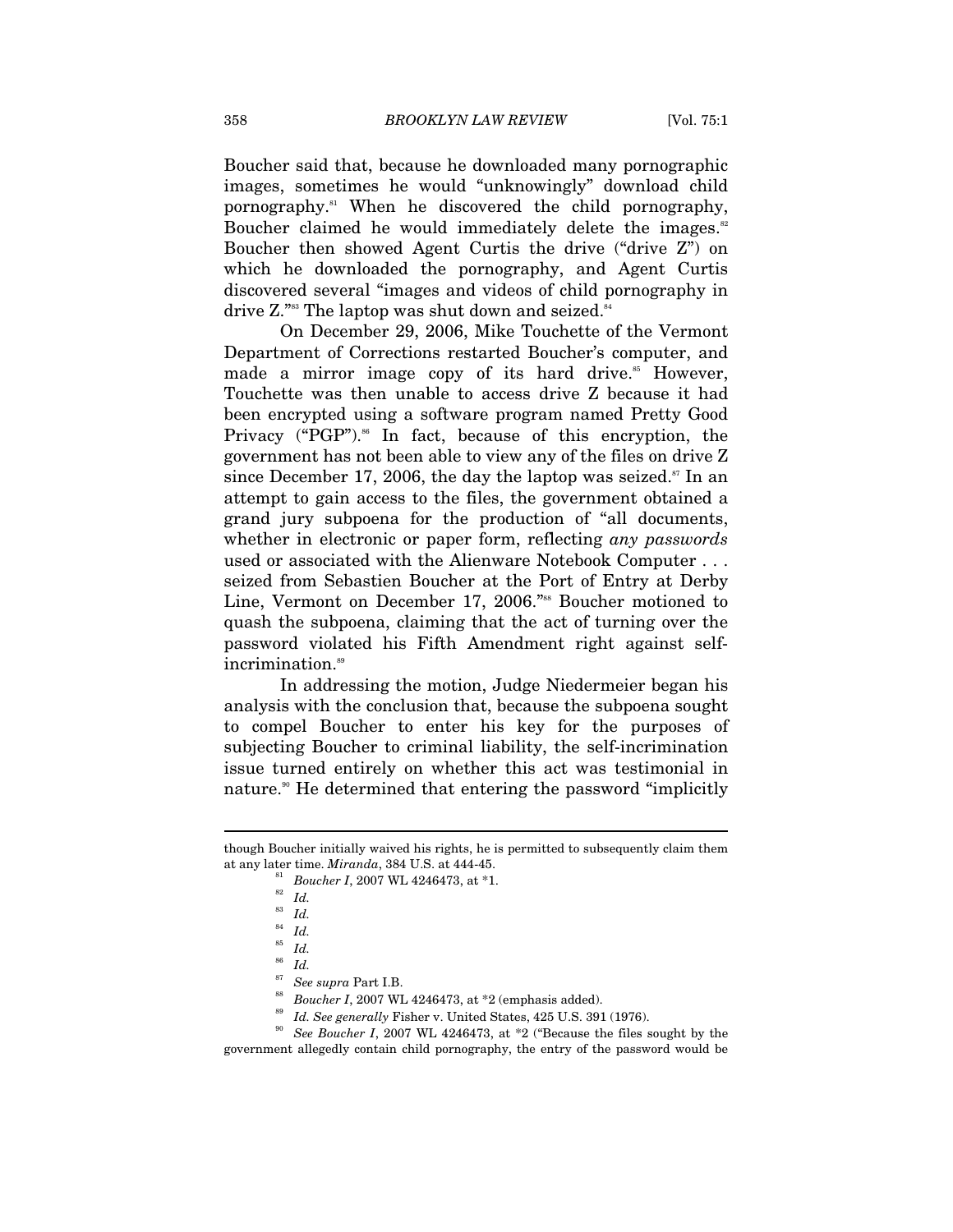Boucher said that, because he downloaded many pornographic images, sometimes he would "unknowingly" download child pornography.[81] When he discovered the child pornography, Boucher claimed he would immediately delete the images.[82] Boucher then showed Agent Curtis the drive ("drive Z") on which he downloaded the pornography, and Agent Curtis discovered several "images and videos of child pornography in drive Z."[83] The laptop was shut down and seized.[84]

On December 29, 2006, Mike Touchette of the Vermont Department of Corrections restarted Boucher's computer, and made a mirror image copy of its hard drive.[85] However, Touchette was then unable to access drive Z because it had been encrypted using a software program named Pretty Good Privacy ("PGP").[86] In fact, because of this encryption, the government has not been able to view any of the files on drive Z since December 17, 2006, the day the laptop was seized.[87] In an attempt to gain access to the files, the government obtained a grand jury subpoena for the production of "all documents, whether in electronic or paper form, reflecting *any passwords* used or associated with the Alienware Notebook Computer . . . seized from Sebastien Boucher at the Port of Entry at Derby Line, Vermont on December 17, 2006."[88] Boucher motioned to quash the subpoena, claiming that the act of turning over the password violated his Fifth Amendment right against self-incrimination.[89]

In addressing the motion, Judge Niedermeier began his analysis with the conclusion that, because the subpoena sought to compel Boucher to enter his key for the purposes of subjecting Boucher to criminal liability, the self-incrimination issue turned entirely on whether this act was testimonial in nature.[90] He determined that entering the password "implicitly

---

though Boucher initially waived his rights, he is permitted to subsequently claim them at any later time. *Miranda*, 384 U.S. at 444-45.

[81] *Boucher I*, 2007 WL 4246473, at \*1.

[82] *Id.*

[83] *Id.*

[84] *Id.*

[85] *Id.*

[86] *Id.*

[87] *See supra* Part I.B.

[88] *Boucher I*, 2007 WL 4246473, at \*2 (emphasis added).

[89] *Id. See generally* Fisher v. United States, 425 U.S. 391 (1976).

[90] *See Boucher I*, 2007 WL 4246473, at \*2 ("Because the files sought by the government allegedly contain child pornography, the entry of the password would be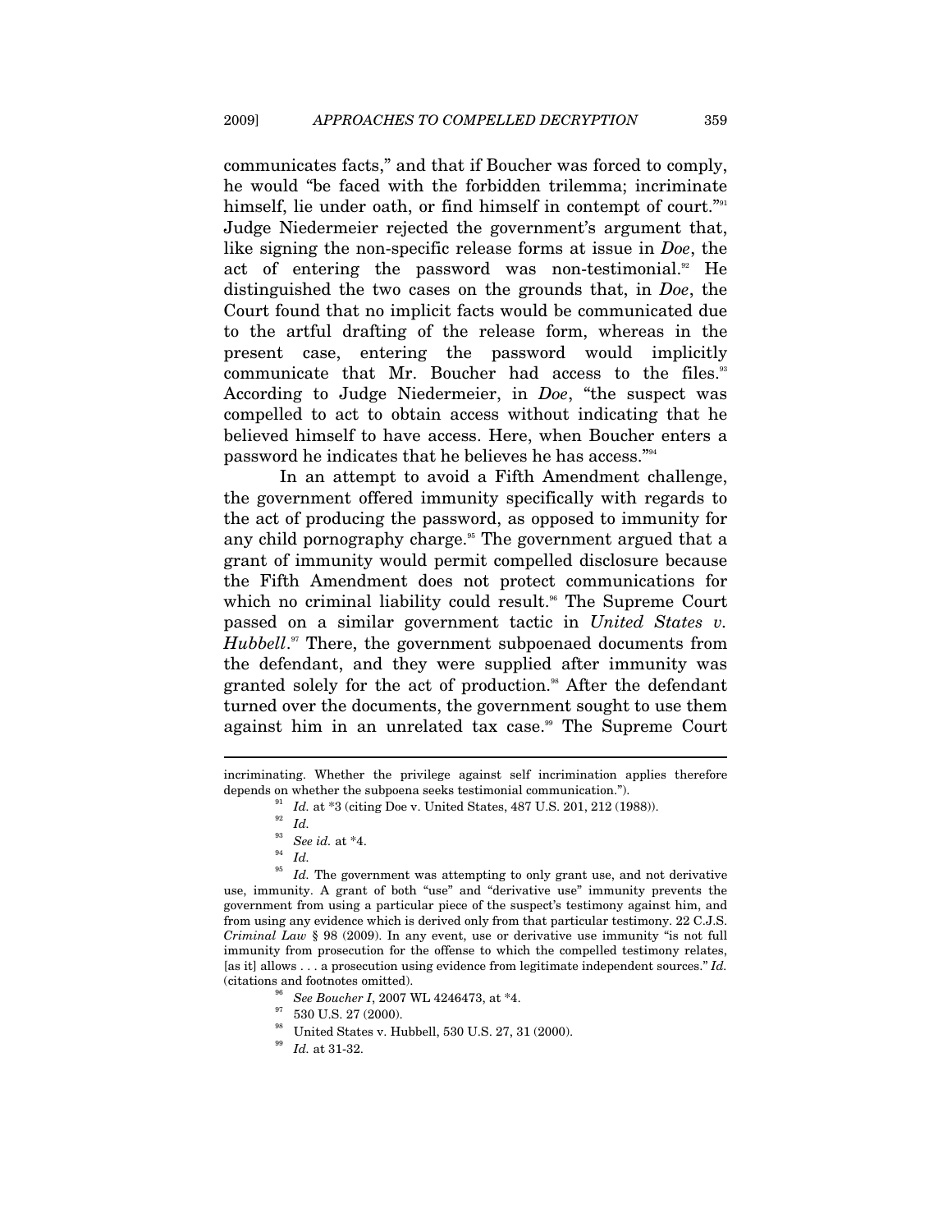communicates facts," and that if Boucher was forced to comply, he would "be faced with the forbidden trilemma; incriminate himself, lie under oath, or find himself in contempt of court."[91] Judge Niedermeier rejected the government's argument that, like signing the non-specific release forms at issue in *Doe*, the act of entering the password was non-testimonial.[92] He distinguished the two cases on the grounds that, in *Doe*, the Court found that no implicit facts would be communicated due to the artful drafting of the release form, whereas in the present case, entering the password would implicitly communicate that Mr. Boucher had access to the files.[93] According to Judge Niedermeier, in *Doe*, "the suspect was compelled to act to obtain access without indicating that he believed himself to have access. Here, when Boucher enters a password he indicates that he believes he has access."[94]

In an attempt to avoid a Fifth Amendment challenge, the government offered immunity specifically with regards to the act of producing the password, as opposed to immunity for any child pornography charge.[95] The government argued that a grant of immunity would permit compelled disclosure because the Fifth Amendment does not protect communications for which no criminal liability could result.[96] The Supreme Court passed on a similar government tactic in *United States v. Hubbell*.[97] There, the government subpoenaed documents from the defendant, and they were supplied after immunity was granted solely for the act of production.[98] After the defendant turned over the documents, the government sought to use them against him in an unrelated tax case.[99] The Supreme Court

---

incriminating. Whether the privilege against self incrimination applies therefore depends on whether the subpoena seeks testimonial communication.").

[91] *Id.* at *3 (citing Doe v. United States, 487 U.S. 201, 212 (1988)).

[92] *Id.*

[93] *See id.* at *4.

[94] *Id.*

[95] *Id.* The government was attempting to only grant use, and not derivative use, immunity. A grant of both "use" and "derivative use" immunity prevents the government from using a particular piece of the suspect's testimony against him, and from using any evidence which is derived only from that particular testimony. 22 C.J.S. *Criminal Law* § 98 (2009). In any event, use or derivative use immunity "is not full immunity from prosecution for the offense to which the compelled testimony relates, [as it] allows . . . a prosecution using evidence from legitimate independent sources." *Id.* (citations and footnotes omitted).

[96] *See Boucher I*, 2007 WL 4246473, at *4.

[97] 530 U.S. 27 (2000).

[98] United States v. Hubbell, 530 U.S. 27, 31 (2000).

[99] *Id.* at 31-32.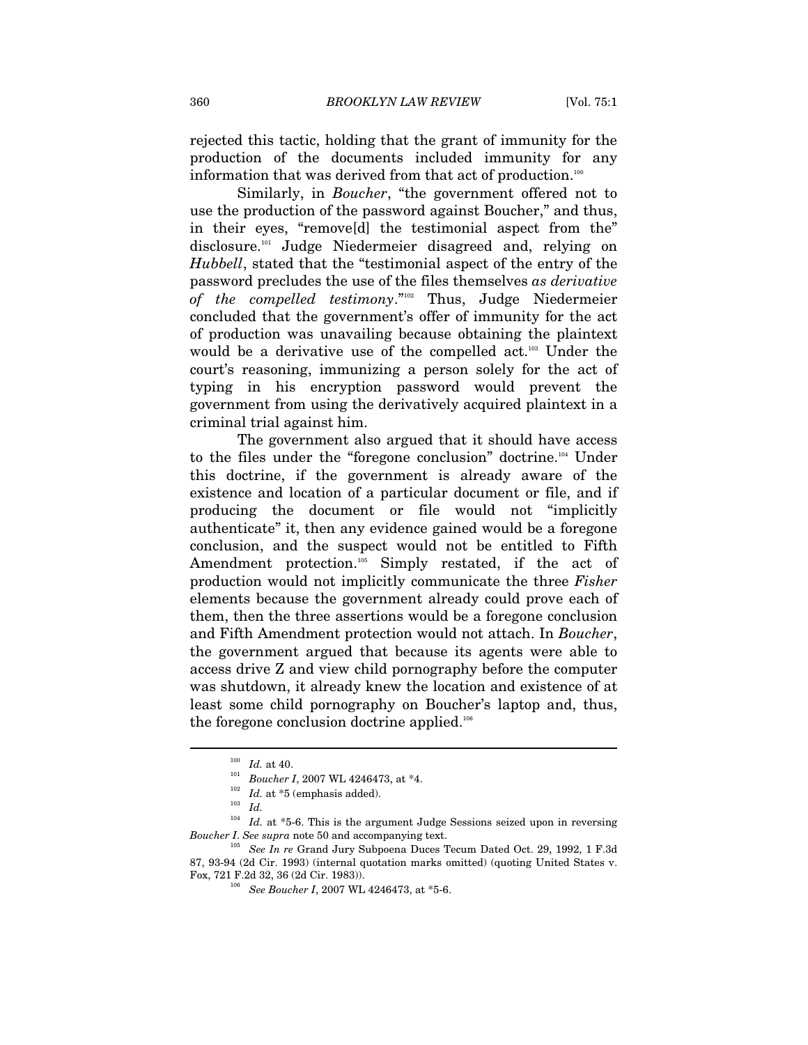rejected this tactic, holding that the grant of immunity for the production of the documents included immunity for any information that was derived from that act of production.[100]

Similarly, in *Boucher*, "the government offered not to use the production of the password against Boucher," and thus, in their eyes, "remove[d] the testimonial aspect from the" disclosure.[101] Judge Niedermeier disagreed and, relying on *Hubbell*, stated that the "testimonial aspect of the entry of the password precludes the use of the files themselves *as derivative of the compelled testimony*."[102] Thus, Judge Niedermeier concluded that the government's offer of immunity for the act of production was unavailing because obtaining the plaintext would be a derivative use of the compelled act.[103] Under the court's reasoning, immunizing a person solely for the act of typing in his encryption password would prevent the government from using the derivatively acquired plaintext in a criminal trial against him.

The government also argued that it should have access to the files under the "foregone conclusion" doctrine.[104] Under this doctrine, if the government is already aware of the existence and location of a particular document or file, and if producing the document or file would not "implicitly authenticate" it, then any evidence gained would be a foregone conclusion, and the suspect would not be entitled to Fifth Amendment protection.[105] Simply restated, if the act of production would not implicitly communicate the three *Fisher* elements because the government already could prove each of them, then the three assertions would be a foregone conclusion and Fifth Amendment protection would not attach. In *Boucher*, the government argued that because its agents were able to access drive Z and view child pornography before the computer was shutdown, it already knew the location and existence of at least some child pornography on Boucher's laptop and, thus, the foregone conclusion doctrine applied.[106]

---

[100] *Id.* at 40.

[101] *Boucher I*, 2007 WL 4246473, at *4.

[102] *Id.* at *5 (emphasis added).

[103] *Id.*

[104] *Id.* at *5-6. This is the argument Judge Sessions seized upon in reversing *Boucher I*. *See supra* note 50 and accompanying text.

[105] *See In re* Grand Jury Subpoena Duces Tecum Dated Oct. 29, 1992, 1 F.3d 87, 93-94 (2d Cir. 1993) (internal quotation marks omitted) (quoting United States v. Fox, 721 F.2d 32, 36 (2d Cir. 1983)).

[106] *See Boucher I*, 2007 WL 4246473, at *5-6.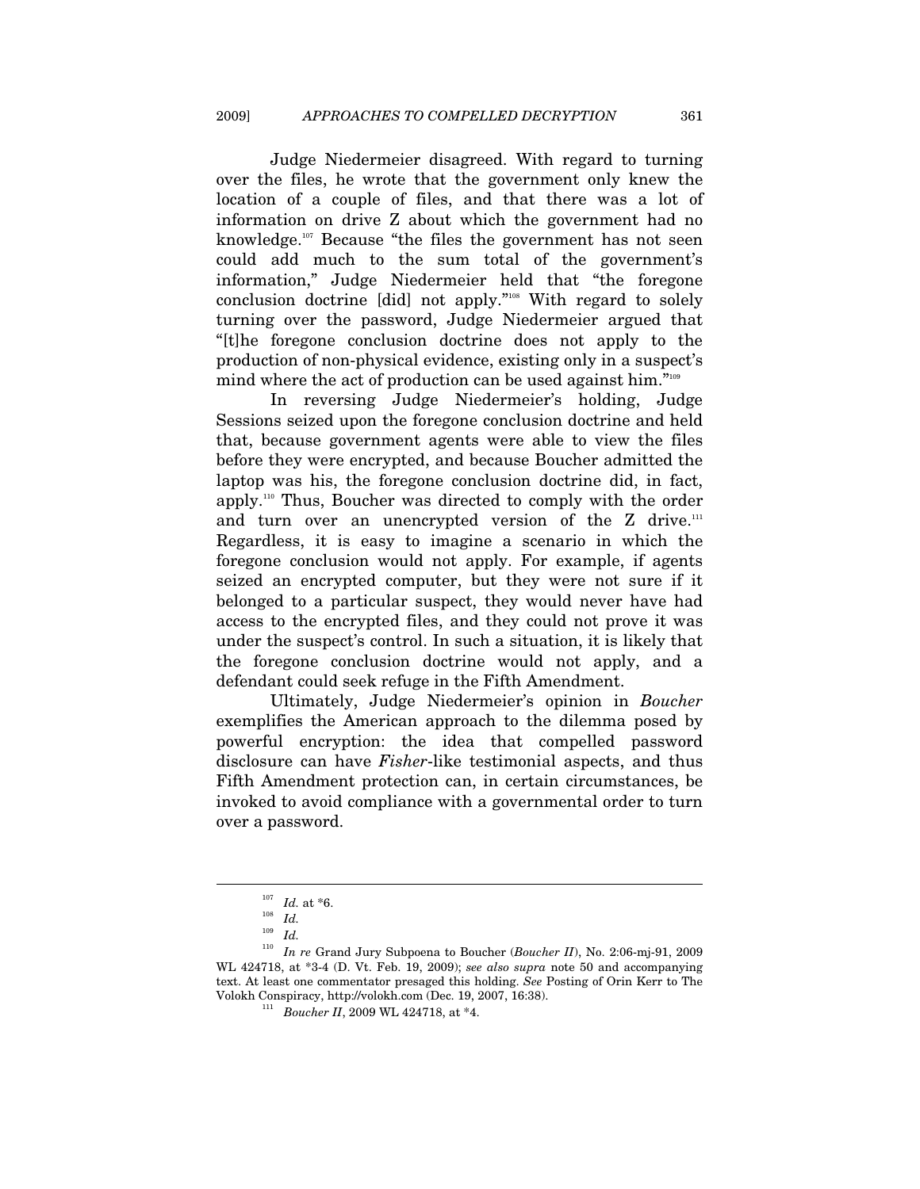Judge Niedermeier disagreed. With regard to turning over the files, he wrote that the government only knew the location of a couple of files, and that there was a lot of information on drive Z about which the government had no knowledge.[107] Because "the files the government has not seen could add much to the sum total of the government's information," Judge Niedermeier held that "the foregone conclusion doctrine [did] not apply."[108] With regard to solely turning over the password, Judge Niedermeier argued that "[t]he foregone conclusion doctrine does not apply to the production of non-physical evidence, existing only in a suspect's mind where the act of production can be used against him."[109]

In reversing Judge Niedermeier's holding, Judge Sessions seized upon the foregone conclusion doctrine and held that, because government agents were able to view the files before they were encrypted, and because Boucher admitted the laptop was his, the foregone conclusion doctrine did, in fact, apply.[110] Thus, Boucher was directed to comply with the order and turn over an unencrypted version of the Z drive.[111] Regardless, it is easy to imagine a scenario in which the foregone conclusion would not apply. For example, if agents seized an encrypted computer, but they were not sure if it belonged to a particular suspect, they would never have had access to the encrypted files, and they could not prove it was under the suspect's control. In such a situation, it is likely that the foregone conclusion doctrine would not apply, and a defendant could seek refuge in the Fifth Amendment.

Ultimately, Judge Niedermeier's opinion in *Boucher* exemplifies the American approach to the dilemma posed by powerful encryption: the idea that compelled password disclosure can have *Fisher*-like testimonial aspects, and thus Fifth Amendment protection can, in certain circumstances, be invoked to avoid compliance with a governmental order to turn over a password.

---

[107] *Id.* at *6.

[108] *Id.*

[109] *Id.*

[110] *In re* Grand Jury Subpoena to Boucher (*Boucher II*), No. 2:06-mj-91, 2009 WL 424718, at *3-4 (D. Vt. Feb. 19, 2009); *see also supra* note 50 and accompanying text. At least one commentator presaged this holding. *See* Posting of Orin Kerr to The Volokh Conspiracy, http://volokh.com (Dec. 19, 2007, 16:38).

[111] *Boucher II*, 2009 WL 424718, at *4.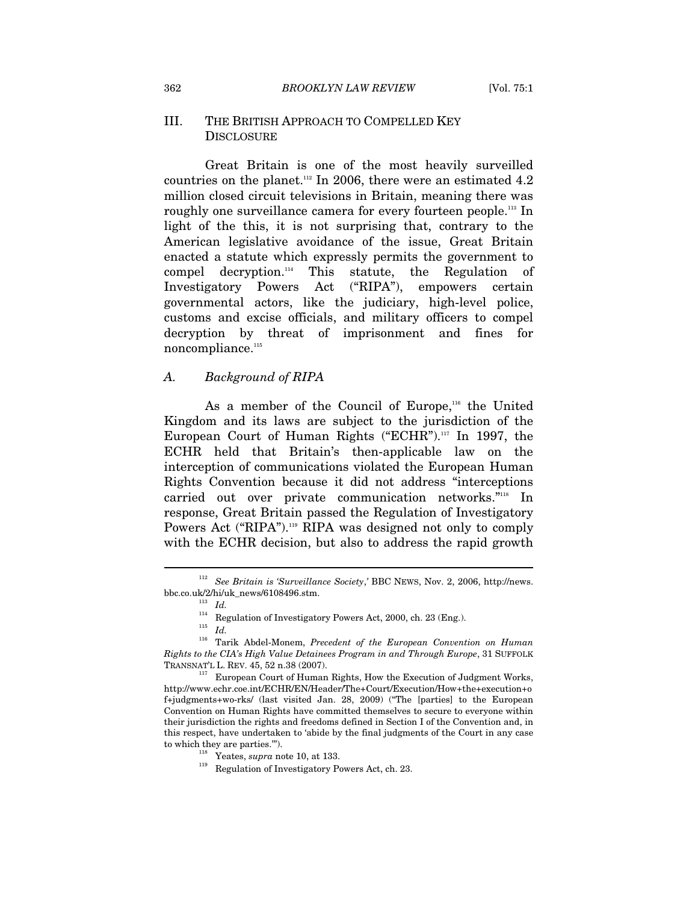## III. The British Approach to Compelled Key Disclosure

Great Britain is one of the most heavily surveilled countries on the planet.[112] In 2006, there were an estimated 4.2 million closed circuit televisions in Britain, meaning there was roughly one surveillance camera for every fourteen people.[113] In light of the this, it is not surprising that, contrary to the American legislative avoidance of the issue, Great Britain enacted a statute which expressly permits the government to compel decryption.[114] This statute, the Regulation of Investigatory Powers Act ("RIPA"), empowers certain governmental actors, like the judiciary, high-level police, customs and excise officials, and military officers to compel decryption by threat of imprisonment and fines for noncompliance.[115]

### *A. Background of RIPA*

As a member of the Council of Europe,[116] the United Kingdom and its laws are subject to the jurisdiction of the European Court of Human Rights ("ECHR").[117] In 1997, the ECHR held that Britain's then-applicable law on the interception of communications violated the European Human Rights Convention because it did not address "interceptions carried out over private communication networks."[118] In response, Great Britain passed the Regulation of Investigatory Powers Act ("RIPA").[119] RIPA was designed not only to comply with the ECHR decision, but also to address the rapid growth

---

[112] *See Britain is 'Surveillance Society*,' BBC NEWS, Nov. 2, 2006, http://news.bbc.co.uk/2/hi/uk_news/6108496.stm.

[113] *Id.*

[114] Regulation of Investigatory Powers Act, 2000, ch. 23 (Eng.).

[115] *Id.*

[116] Tarik Abdel-Monem, *Precedent of the European Convention on Human Rights to the CIA's High Value Detainees Program in and Through Europe*, 31 SUFFOLK TRANSNAT'L L. REV. 45, 52 n.38 (2007).

[117] European Court of Human Rights, How the Execution of Judgment Works, http://www.echr.coe.int/ECHR/EN/Header/The+Court/Execution/How+the+execution+of+judgments+wo-rks/ (last visited Jan. 28, 2009) ("The [parties] to the European Convention on Human Rights have committed themselves to secure to everyone within their jurisdiction the rights and freedoms defined in Section I of the Convention and, in this respect, have undertaken to 'abide by the final judgments of the Court in any case to which they are parties.'").

[118] Yeates, *supra* note 10, at 133.

[119] Regulation of Investigatory Powers Act, ch. 23.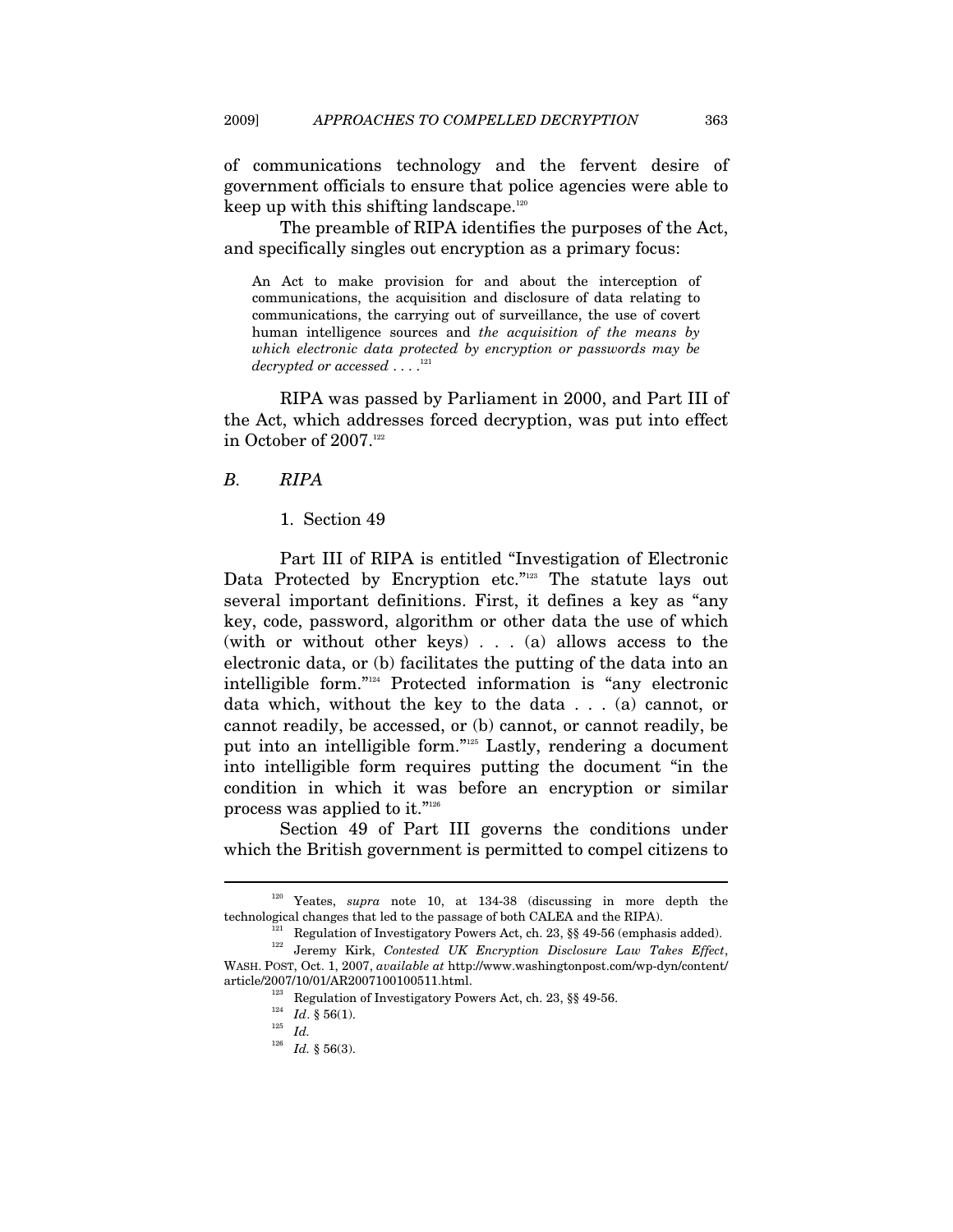of communications technology and the fervent desire of government officials to ensure that police agencies were able to keep up with this shifting landscape.[120]

The preamble of RIPA identifies the purposes of the Act, and specifically singles out encryption as a primary focus:

> An Act to make provision for and about the interception of communications, the acquisition and disclosure of data relating to communications, the carrying out of surveillance, the use of covert human intelligence sources and *the acquisition of the means by which electronic data protected by encryption or passwords may be decrypted or accessed* . . . .[121]

RIPA was passed by Parliament in 2000, and Part III of the Act, which addresses forced decryption, was put into effect in October of 2007.[122]

### *B. RIPA*

#### 1. Section 49

Part III of RIPA is entitled "Investigation of Electronic Data Protected by Encryption etc."[123] The statute lays out several important definitions. First, it defines a key as "any key, code, password, algorithm or other data the use of which (with or without other keys) . . . (a) allows access to the electronic data, or (b) facilitates the putting of the data into an intelligible form."[124] Protected information is "any electronic data which, without the key to the data . . . (a) cannot, or cannot readily, be accessed, or (b) cannot, or cannot readily, be put into an intelligible form."[125] Lastly, rendering a document into intelligible form requires putting the document "in the condition in which it was before an encryption or similar process was applied to it."[126]

Section 49 of Part III governs the conditions under which the British government is permitted to compel citizens to

---

[120] Yeates, *supra* note 10, at 134-38 (discussing in more depth the technological changes that led to the passage of both CALEA and the RIPA).

[121] Regulation of Investigatory Powers Act, ch. 23, §§ 49-56 (emphasis added).

[122] Jeremy Kirk, *Contested UK Encryption Disclosure Law Takes Effect*, WASH. POST, Oct. 1, 2007, *available at* http://www.washingtonpost.com/wp-dyn/content/article/2007/10/01/AR2007100100511.html.

[123] Regulation of Investigatory Powers Act, ch. 23, §§ 49-56.

[124] *Id*. § 56(1).

[125] *Id.*

[126] *Id.* § 56(3).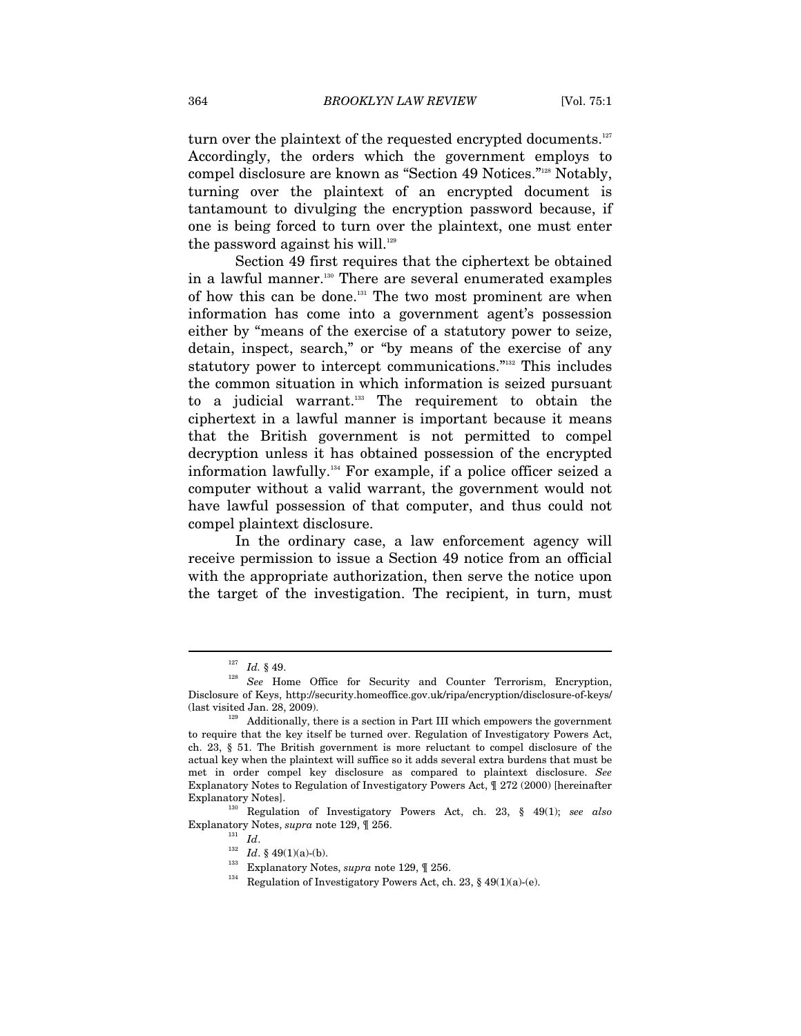turn over the plaintext of the requested encrypted documents.[127] Accordingly, the orders which the government employs to compel disclosure are known as "Section 49 Notices."[128] Notably, turning over the plaintext of an encrypted document is tantamount to divulging the encryption password because, if one is being forced to turn over the plaintext, one must enter the password against his will.[129]

Section 49 first requires that the ciphertext be obtained in a lawful manner.[130] There are several enumerated examples of how this can be done.[131] The two most prominent are when information has come into a government agent's possession either by "means of the exercise of a statutory power to seize, detain, inspect, search," or "by means of the exercise of any statutory power to intercept communications."[132] This includes the common situation in which information is seized pursuant to a judicial warrant.[133] The requirement to obtain the ciphertext in a lawful manner is important because it means that the British government is not permitted to compel decryption unless it has obtained possession of the encrypted information lawfully.[134] For example, if a police officer seized a computer without a valid warrant, the government would not have lawful possession of that computer, and thus could not compel plaintext disclosure.

In the ordinary case, a law enforcement agency will receive permission to issue a Section 49 notice from an official with the appropriate authorization, then serve the notice upon the target of the investigation. The recipient, in turn, must

---

[127] *Id.* § 49.

[128] *See* Home Office for Security and Counter Terrorism, Encryption, Disclosure of Keys, http://security.homeoffice.gov.uk/ripa/encryption/disclosure-of-keys/ (last visited Jan. 28, 2009).

[129] Additionally, there is a section in Part III which empowers the government to require that the key itself be turned over. Regulation of Investigatory Powers Act, ch. 23, § 51. The British government is more reluctant to compel disclosure of the actual key when the plaintext will suffice so it adds several extra burdens that must be met in order compel key disclosure as compared to plaintext disclosure. *See* Explanatory Notes to Regulation of Investigatory Powers Act, ¶ 272 (2000) [hereinafter Explanatory Notes].

[130] Regulation of Investigatory Powers Act, ch. 23, § 49(1); *see also* Explanatory Notes, *supra* note 129, ¶ 256.

[131] *Id*.

[132] *Id*. § 49(1)(a)-(b).

[133] Explanatory Notes, *supra* note 129, ¶ 256.

[134] Regulation of Investigatory Powers Act, ch. 23, § 49(1)(a)-(e).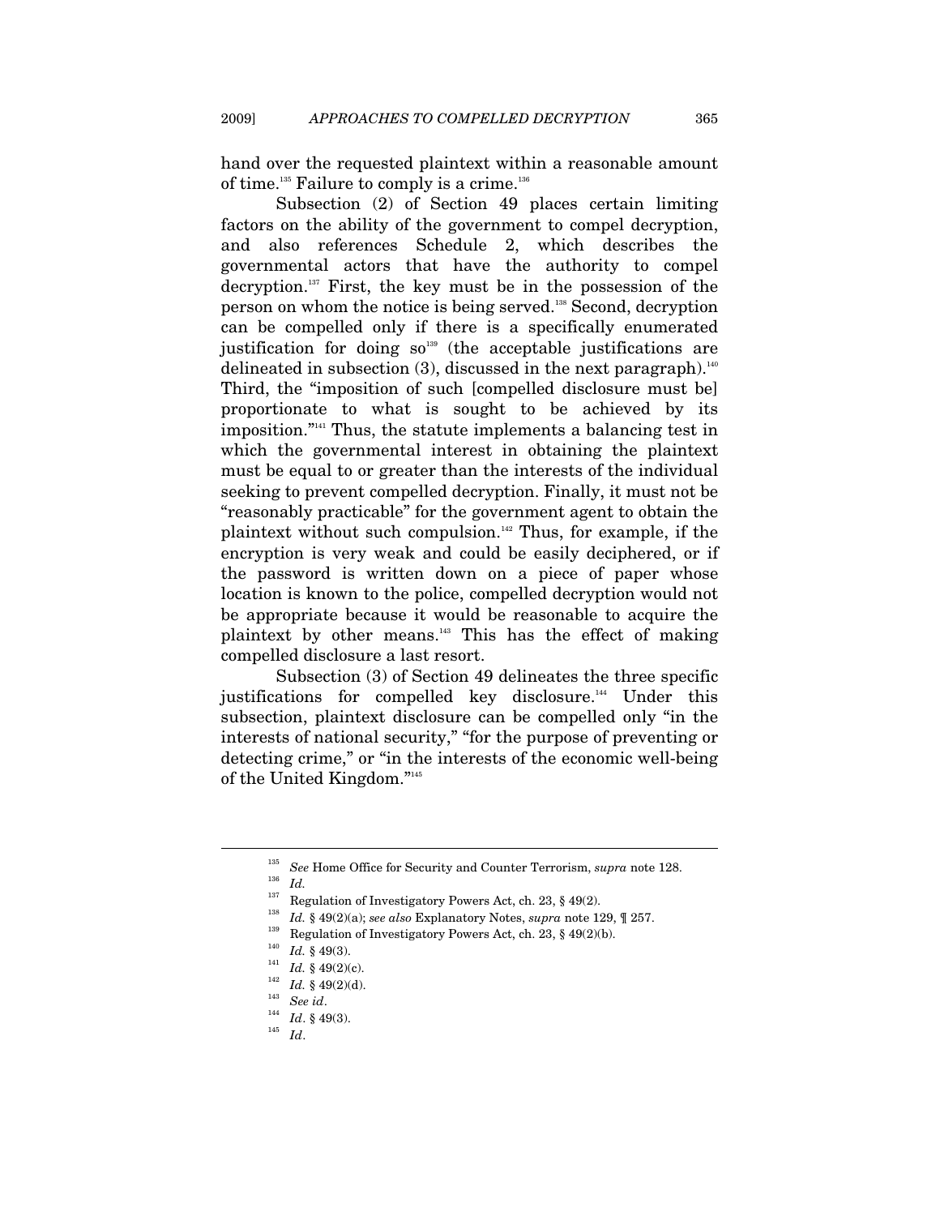hand over the requested plaintext within a reasonable amount of time.[135] Failure to comply is a crime.[136]

Subsection (2) of Section 49 places certain limiting factors on the ability of the government to compel decryption, and also references Schedule 2, which describes the governmental actors that have the authority to compel decryption.[137] First, the key must be in the possession of the person on whom the notice is being served.[138] Second, decryption can be compelled only if there is a specifically enumerated justification for doing so[139] (the acceptable justifications are delineated in subsection (3), discussed in the next paragraph).[140] Third, the "imposition of such [compelled disclosure must be] proportionate to what is sought to be achieved by its imposition."[141] Thus, the statute implements a balancing test in which the governmental interest in obtaining the plaintext must be equal to or greater than the interests of the individual seeking to prevent compelled decryption. Finally, it must not be "reasonably practicable" for the government agent to obtain the plaintext without such compulsion.[142] Thus, for example, if the encryption is very weak and could be easily deciphered, or if the password is written down on a piece of paper whose location is known to the police, compelled decryption would not be appropriate because it would be reasonable to acquire the plaintext by other means.[143] This has the effect of making compelled disclosure a last resort.

Subsection (3) of Section 49 delineates the three specific justifications for compelled key disclosure.[144] Under this subsection, plaintext disclosure can be compelled only "in the interests of national security," "for the purpose of preventing or detecting crime," or "in the interests of the economic well-being of the United Kingdom."[145]

---

[135] *See* Home Office for Security and Counter Terrorism, *supra* note 128.

[136] *Id.*

[137] Regulation of Investigatory Powers Act, ch. 23, § 49(2).

[138] *Id.* § 49(2)(a); *see also* Explanatory Notes, *supra* note 129, ¶ 257.

[139] Regulation of Investigatory Powers Act, ch. 23, § 49(2)(b).

[140] *Id.* § 49(3).

[141] *Id.* § 49(2)(c).

[142] *Id.* § 49(2)(d).

[143] *See id*.

[144] *Id*. § 49(3).

[145] *Id*.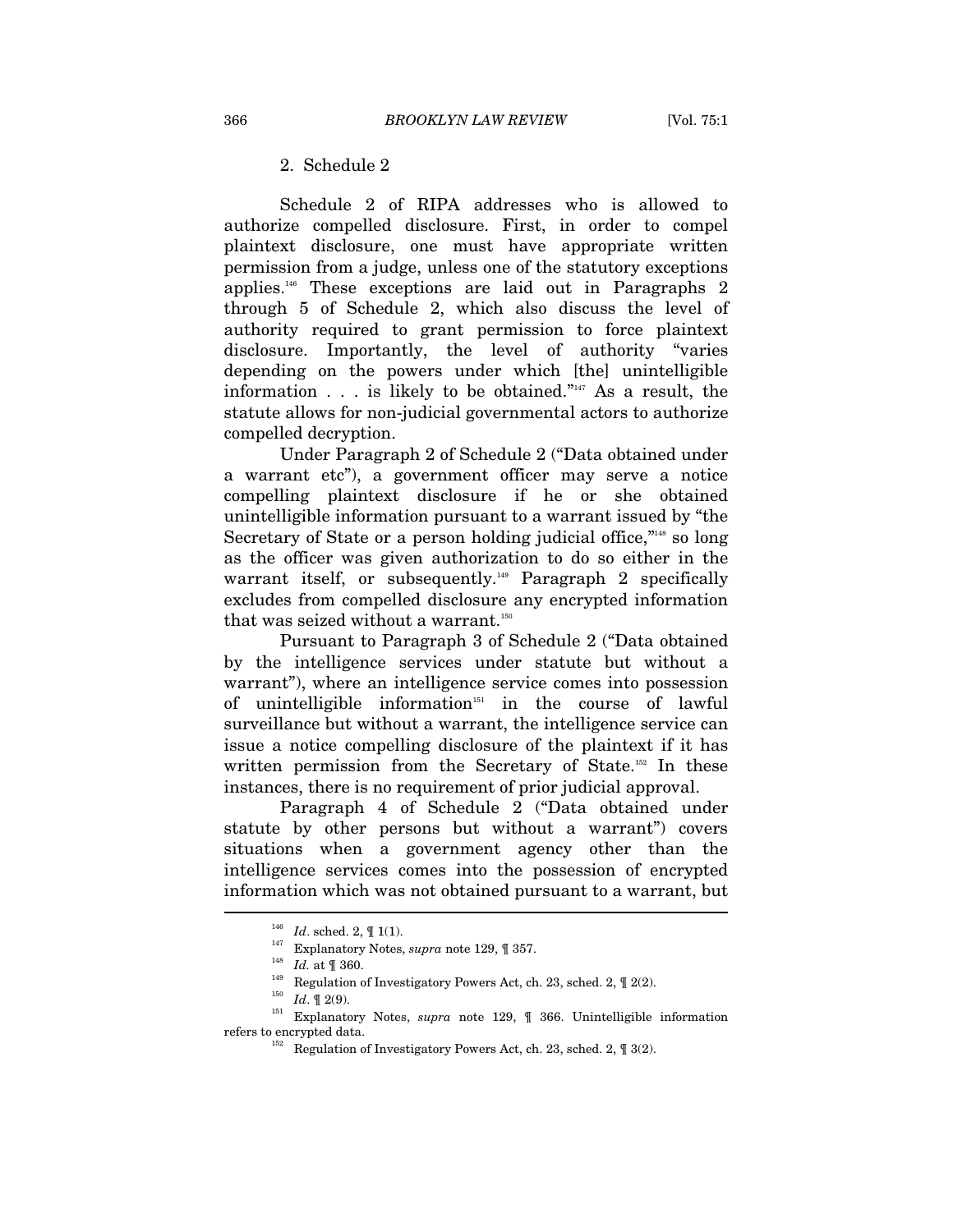### 2. Schedule 2

Schedule 2 of RIPA addresses who is allowed to authorize compelled disclosure. First, in order to compel plaintext disclosure, one must have appropriate written permission from a judge, unless one of the statutory exceptions applies.[146] These exceptions are laid out in Paragraphs 2 through 5 of Schedule 2, which also discuss the level of authority required to grant permission to force plaintext disclosure. Importantly, the level of authority "varies depending on the powers under which [the] unintelligible information . . . is likely to be obtained."[147] As a result, the statute allows for non-judicial governmental actors to authorize compelled decryption.

Under Paragraph 2 of Schedule 2 ("Data obtained under a warrant etc"), a government officer may serve a notice compelling plaintext disclosure if he or she obtained unintelligible information pursuant to a warrant issued by "the Secretary of State or a person holding judicial office,"[148] so long as the officer was given authorization to do so either in the warrant itself, or subsequently.[149] Paragraph 2 specifically excludes from compelled disclosure any encrypted information that was seized without a warrant.[150]

Pursuant to Paragraph 3 of Schedule 2 ("Data obtained by the intelligence services under statute but without a warrant"), where an intelligence service comes into possession of unintelligible information[151] in the course of lawful surveillance but without a warrant, the intelligence service can issue a notice compelling disclosure of the plaintext if it has written permission from the Secretary of State.[152] In these instances, there is no requirement of prior judicial approval.

Paragraph 4 of Schedule 2 ("Data obtained under statute by other persons but without a warrant") covers situations when a government agency other than the intelligence services comes into the possession of encrypted information which was not obtained pursuant to a warrant, but

---

[146] *Id*. sched. 2, ¶ 1(1).

[147] Explanatory Notes, *supra* note 129, ¶ 357.

[148] *Id.* at ¶ 360.

[149] Regulation of Investigatory Powers Act, ch. 23, sched. 2, ¶ 2(2).

[150] *Id*. ¶ 2(9).

[151] Explanatory Notes, *supra* note 129, ¶ 366. Unintelligible information refers to encrypted data.

[152] Regulation of Investigatory Powers Act, ch. 23, sched. 2, ¶ 3(2).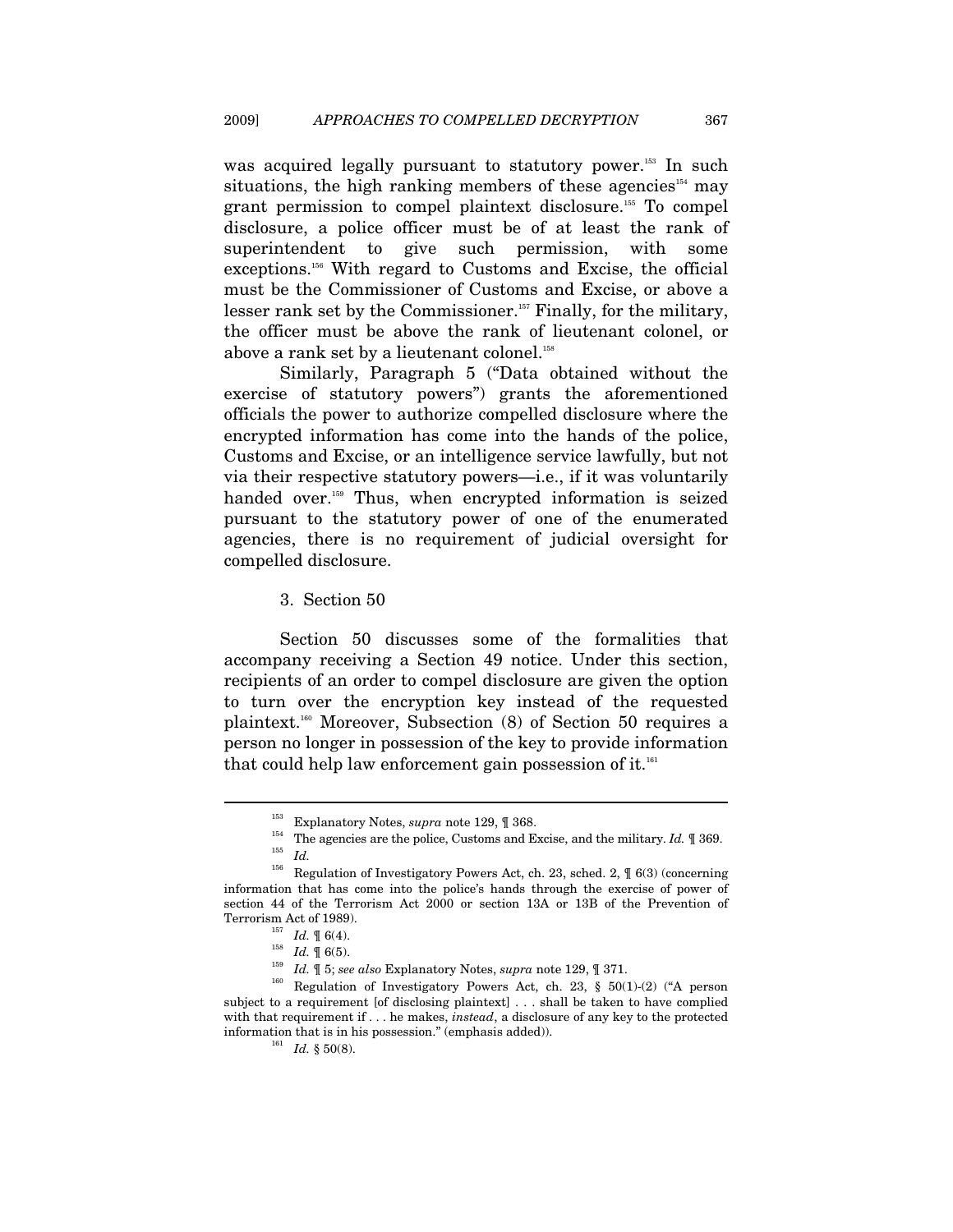was acquired legally pursuant to statutory power.[153] In such situations, the high ranking members of these agencies[154] may grant permission to compel plaintext disclosure.[155] To compel disclosure, a police officer must be of at least the rank of superintendent to give such permission, with some exceptions.[156] With regard to Customs and Excise, the official must be the Commissioner of Customs and Excise, or above a lesser rank set by the Commissioner.[157] Finally, for the military, the officer must be above the rank of lieutenant colonel, or above a rank set by a lieutenant colonel.[158]

Similarly, Paragraph 5 ("Data obtained without the exercise of statutory powers") grants the aforementioned officials the power to authorize compelled disclosure where the encrypted information has come into the hands of the police, Customs and Excise, or an intelligence service lawfully, but not via their respective statutory powers—i.e., if it was voluntarily handed over.[159] Thus, when encrypted information is seized pursuant to the statutory power of one of the enumerated agencies, there is no requirement of judicial oversight for compelled disclosure.

3. Section 50

Section 50 discusses some of the formalities that accompany receiving a Section 49 notice. Under this section, recipients of an order to compel disclosure are given the option to turn over the encryption key instead of the requested plaintext.[160] Moreover, Subsection (8) of Section 50 requires a person no longer in possession of the key to provide information that could help law enforcement gain possession of it.[161]

---

[153] Explanatory Notes, *supra* note 129, ¶ 368.

[154] The agencies are the police, Customs and Excise, and the military. *Id.* ¶ 369.

[155] *Id.*

[156] Regulation of Investigatory Powers Act, ch. 23, sched. 2, ¶ 6(3) (concerning information that has come into the police's hands through the exercise of power of section 44 of the Terrorism Act 2000 or section 13A or 13B of the Prevention of Terrorism Act of 1989).

[157] *Id.* ¶ 6(4).

[158] *Id.* ¶ 6(5).

[159] *Id.* ¶ 5; *see also* Explanatory Notes, *supra* note 129, ¶ 371.

[160] Regulation of Investigatory Powers Act, ch. 23, § 50(1)-(2) ("A person subject to a requirement [of disclosing plaintext] . . . shall be taken to have complied with that requirement if . . . he makes, *instead*, a disclosure of any key to the protected information that is in his possession." (emphasis added)).

[161] *Id.* § 50(8).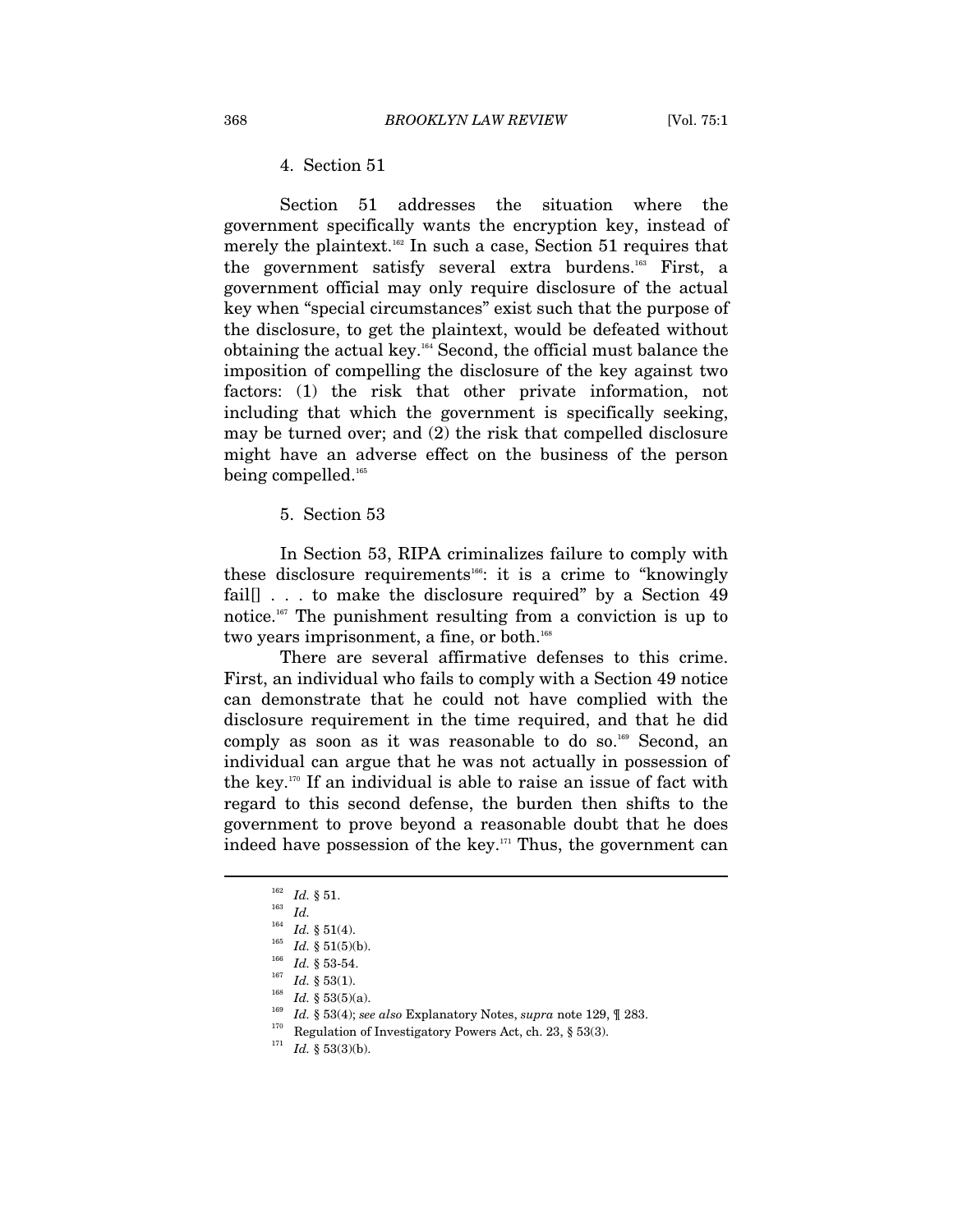#### 4. Section 51

Section 51 addresses the situation where the government specifically wants the encryption key, instead of merely the plaintext.[162] In such a case, Section 51 requires that the government satisfy several extra burdens.[163] First, a government official may only require disclosure of the actual key when "special circumstances" exist such that the purpose of the disclosure, to get the plaintext, would be defeated without obtaining the actual key.[164] Second, the official must balance the imposition of compelling the disclosure of the key against two factors: (1) the risk that other private information, not including that which the government is specifically seeking, may be turned over; and (2) the risk that compelled disclosure might have an adverse effect on the business of the person being compelled.[165]

#### 5. Section 53

In Section 53, RIPA criminalizes failure to comply with these disclosure requirements[166]: it is a crime to "knowingly fail[] . . . to make the disclosure required" by a Section 49 notice.[167] The punishment resulting from a conviction is up to two years imprisonment, a fine, or both.[168]

There are several affirmative defenses to this crime. First, an individual who fails to comply with a Section 49 notice can demonstrate that he could not have complied with the disclosure requirement in the time required, and that he did comply as soon as it was reasonable to do so.[169] Second, an individual can argue that he was not actually in possession of the key.[170] If an individual is able to raise an issue of fact with regard to this second defense, the burden then shifts to the government to prove beyond a reasonable doubt that he does indeed have possession of the key.[171] Thus, the government can

---

[162] *Id.* § 51.

[163] *Id.*

[164] *Id.* § 51(4).

[165] *Id.* § 51(5)(b).

[166] *Id.* § 53-54.

[167] *Id.* § 53(1).

[168] *Id.* § 53(5)(a).

[169] *Id.* § 53(4); *see also* Explanatory Notes, *supra* note 129, ¶ 283.

[170] Regulation of Investigatory Powers Act, ch. 23, § 53(3).

[171] *Id.* § 53(3)(b).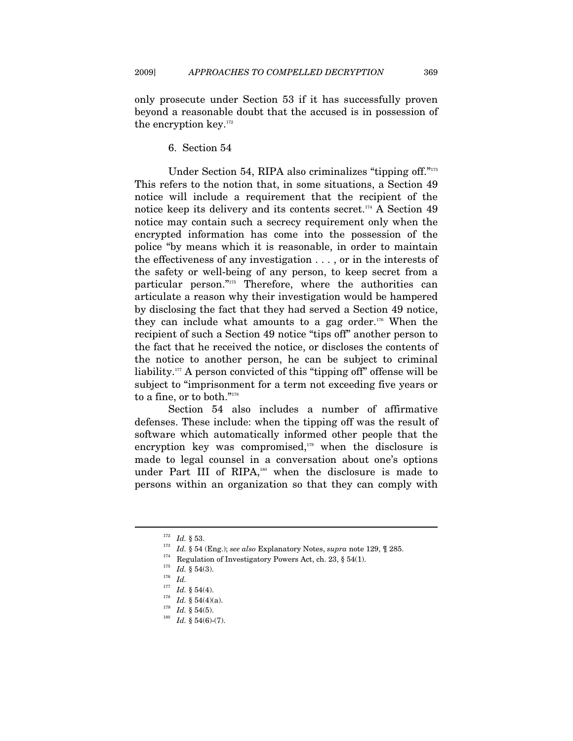only prosecute under Section 53 if it has successfully proven beyond a reasonable doubt that the accused is in possession of the encryption key.[172]

### 6. Section 54

Under Section 54, RIPA also criminalizes "tipping off."[173] This refers to the notion that, in some situations, a Section 49 notice will include a requirement that the recipient of the notice keep its delivery and its contents secret.[174] A Section 49 notice may contain such a secrecy requirement only when the encrypted information has come into the possession of the police "by means which it is reasonable, in order to maintain the effectiveness of any investigation . . . , or in the interests of the safety or well-being of any person, to keep secret from a particular person."[175] Therefore, where the authorities can articulate a reason why their investigation would be hampered by disclosing the fact that they had served a Section 49 notice, they can include what amounts to a gag order.[176] When the recipient of such a Section 49 notice "tips off" another person to the fact that he received the notice, or discloses the contents of the notice to another person, he can be subject to criminal liability.[177] A person convicted of this "tipping off" offense will be subject to "imprisonment for a term not exceeding five years or to a fine, or to both."[178]

Section 54 also includes a number of affirmative defenses. These include: when the tipping off was the result of software which automatically informed other people that the encryption key was compromised,[179] when the disclosure is made to legal counsel in a conversation about one's options under Part III of RIPA,[180] when the disclosure is made to persons within an organization so that they can comply with

---

[172] *Id.* § 53.

[173] *Id.* § 54 (Eng.); *see also* Explanatory Notes, *supra* note 129, ¶ 285.

[174] Regulation of Investigatory Powers Act, ch. 23, § 54(1).

[175] *Id.* § 54(3).

[176] *Id.*

[177] *Id.* § 54(4).

[178] *Id.* § 54(4)(a).

[179] *Id.* § 54(5).

[180] *Id.* § 54(6)-(7).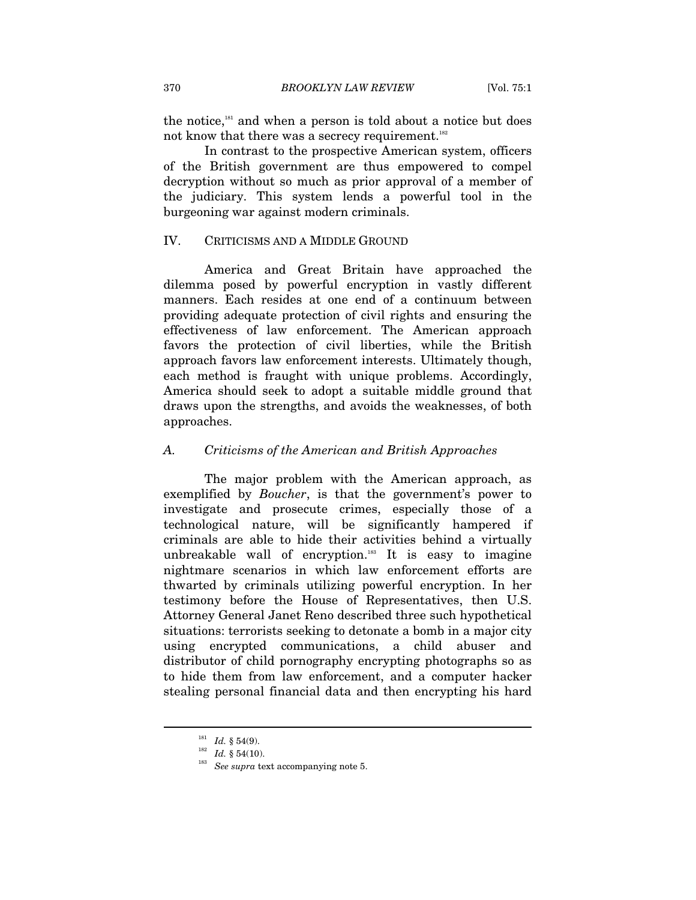the notice,[181] and when a person is told about a notice but does not know that there was a secrecy requirement.[182]

In contrast to the prospective American system, officers of the British government are thus empowered to compel decryption without so much as prior approval of a member of the judiciary. This system lends a powerful tool in the burgeoning war against modern criminals.

## IV. CRITICISMS AND A MIDDLE GROUND

America and Great Britain have approached the dilemma posed by powerful encryption in vastly different manners. Each resides at one end of a continuum between providing adequate protection of civil rights and ensuring the effectiveness of law enforcement. The American approach favors the protection of civil liberties, while the British approach favors law enforcement interests. Ultimately though, each method is fraught with unique problems. Accordingly, America should seek to adopt a suitable middle ground that draws upon the strengths, and avoids the weaknesses, of both approaches.

### A. *Criticisms of the American and British Approaches*

The major problem with the American approach, as exemplified by *Boucher*, is that the government's power to investigate and prosecute crimes, especially those of a technological nature, will be significantly hampered if criminals are able to hide their activities behind a virtually unbreakable wall of encryption.[183] It is easy to imagine nightmare scenarios in which law enforcement efforts are thwarted by criminals utilizing powerful encryption. In her testimony before the House of Representatives, then U.S. Attorney General Janet Reno described three such hypothetical situations: terrorists seeking to detonate a bomb in a major city using encrypted communications, a child abuser and distributor of child pornography encrypting photographs so as to hide them from law enforcement, and a computer hacker stealing personal financial data and then encrypting his hard

---

[181] *Id.* § 54(9).

[182] *Id.* § 54(10).

[183] *See supra* text accompanying note 5.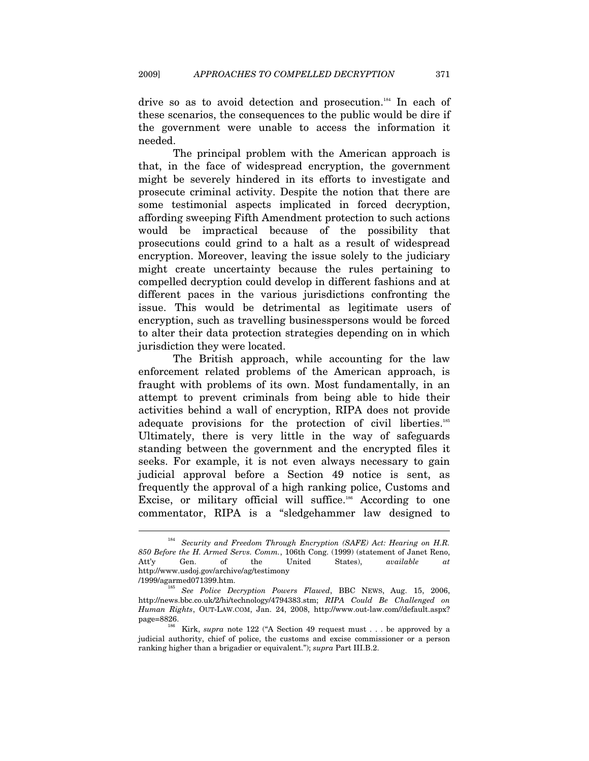drive so as to avoid detection and prosecution.[184] In each of these scenarios, the consequences to the public would be dire if the government were unable to access the information it needed.

The principal problem with the American approach is that, in the face of widespread encryption, the government might be severely hindered in its efforts to investigate and prosecute criminal activity. Despite the notion that there are some testimonial aspects implicated in forced decryption, affording sweeping Fifth Amendment protection to such actions would be impractical because of the possibility that prosecutions could grind to a halt as a result of widespread encryption. Moreover, leaving the issue solely to the judiciary might create uncertainty because the rules pertaining to compelled decryption could develop in different fashions and at different paces in the various jurisdictions confronting the issue. This would be detrimental as legitimate users of encryption, such as travelling businesspersons would be forced to alter their data protection strategies depending on in which jurisdiction they were located.

The British approach, while accounting for the law enforcement related problems of the American approach, is fraught with problems of its own. Most fundamentally, in an attempt to prevent criminals from being able to hide their activities behind a wall of encryption, RIPA does not provide adequate provisions for the protection of civil liberties.[185] Ultimately, there is very little in the way of safeguards standing between the government and the encrypted files it seeks. For example, it is not even always necessary to gain judicial approval before a Section 49 notice is sent, as frequently the approval of a high ranking police, Customs and Excise, or military official will suffice.[186] According to one commentator, RIPA is a "sledgehammer law designed to

---

[184] *Security and Freedom Through Encryption (SAFE) Act: Hearing on H.R. 850 Before the H. Armed Servs. Comm.*, 106th Cong. (1999) (statement of Janet Reno, Att'y Gen. of the United States), *available at* http://www.usdoj.gov/archive/ag/testimony/1999/agarmed071399.htm.

[185] *See Police Decryption Powers Flawed*, BBC NEWS, Aug. 15, 2006, http://news.bbc.co.uk/2/hi/technology/4794383.stm; *RIPA Could Be Challenged on Human Rights*, OUT-LAW.COM, Jan. 24, 2008, http://www.out-law.com//default.aspx?page=8826.

[186] Kirk, *supra* note 122 ("A Section 49 request must . . . be approved by a judicial authority, chief of police, the customs and excise commissioner or a person ranking higher than a brigadier or equivalent."); *supra* Part III.B.2.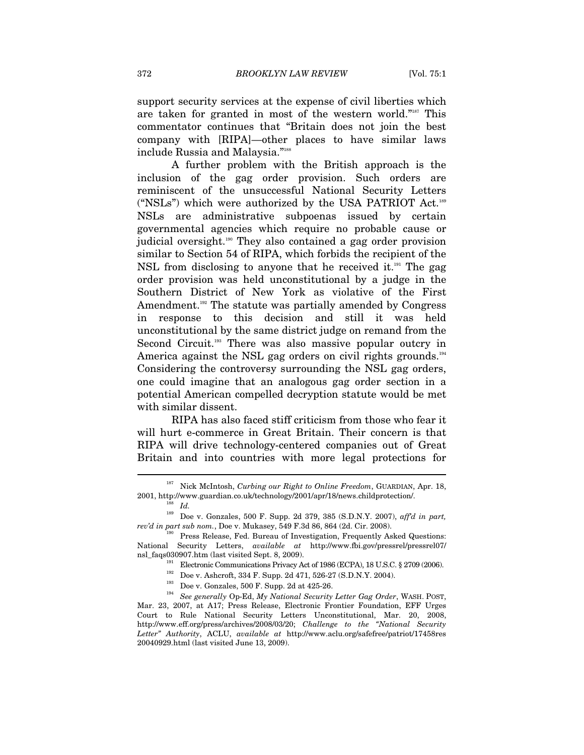support security services at the expense of civil liberties which are taken for granted in most of the western world."[187] This commentator continues that "Britain does not join the best company with [RIPA]—other places to have similar laws include Russia and Malaysia."[188]

A further problem with the British approach is the inclusion of the gag order provision. Such orders are reminiscent of the unsuccessful National Security Letters ("NSLs") which were authorized by the USA PATRIOT Act.[189] NSLs are administrative subpoenas issued by certain governmental agencies which require no probable cause or judicial oversight.[190] They also contained a gag order provision similar to Section 54 of RIPA, which forbids the recipient of the NSL from disclosing to anyone that he received it.[191] The gag order provision was held unconstitutional by a judge in the Southern District of New York as violative of the First Amendment.[192] The statute was partially amended by Congress in response to this decision and still it was held unconstitutional by the same district judge on remand from the Second Circuit.[193] There was also massive popular outcry in America against the NSL gag orders on civil rights grounds.[194] Considering the controversy surrounding the NSL gag orders, one could imagine that an analogous gag order section in a potential American compelled decryption statute would be met with similar dissent.

RIPA has also faced stiff criticism from those who fear it will hurt e-commerce in Great Britain. Their concern is that RIPA will drive technology-centered companies out of Great Britain and into countries with more legal protections for

---

[187] Nick McIntosh, *Curbing our Right to Online Freedom*, GUARDIAN, Apr. 18, 2001, http://www.guardian.co.uk/technology/2001/apr/18/news.childprotection/.

[188] *Id.*

[189] Doe v. Gonzales, 500 F. Supp. 2d 379, 385 (S.D.N.Y. 2007), *aff'd in part, rev'd in part sub nom.*, Doe v. Mukasey, 549 F.3d 86, 864 (2d. Cir. 2008).

[190] Press Release, Fed. Bureau of Investigation, Frequently Asked Questions: National Security Letters, *available at* http://www.fbi.gov/pressrel/pressrel07/nsl_faqs030907.htm (last visited Sept. 8, 2009).

[191] Electronic Communications Privacy Act of 1986 (ECPA), 18 U.S.C. § 2709 (2006).

[192] Doe v. Ashcroft, 334 F. Supp. 2d 471, 526-27 (S.D.N.Y. 2004).

[193] Doe v. Gonzales, 500 F. Supp. 2d at 425-26.

[194] *See generally* Op-Ed, *My National Security Letter Gag Order*, WASH. POST, Mar. 23, 2007, at A17; Press Release, Electronic Frontier Foundation, EFF Urges Court to Rule National Security Letters Unconstitutional, Mar. 20, 2008, http://www.eff.org/press/archives/2008/03/20; *Challenge to the "National Security Letter" Authority*, ACLU, *available at* http://www.aclu.org/safefree/patriot/17458res20040929.html (last visited June 13, 2009).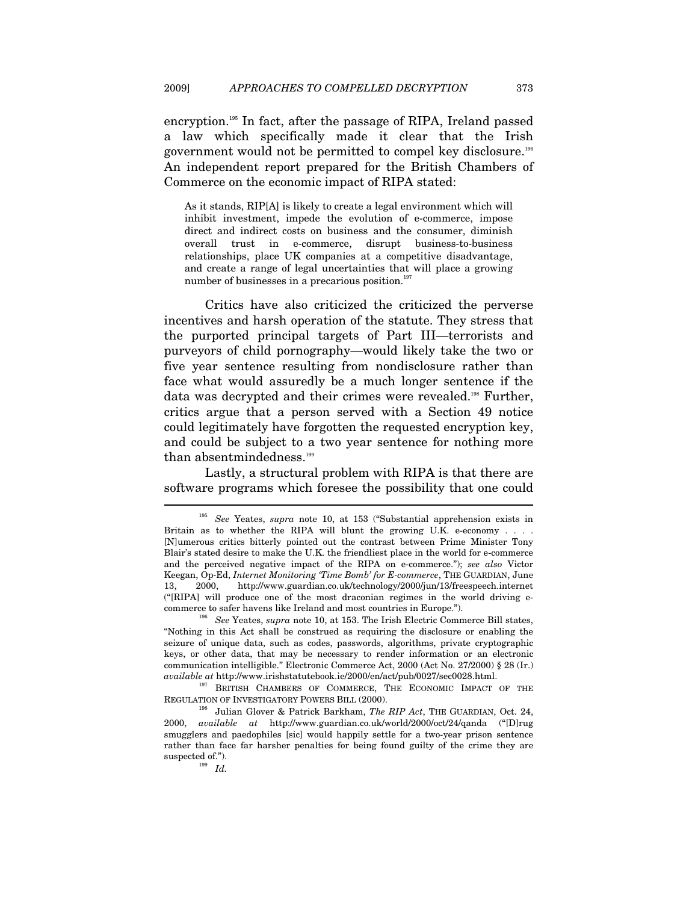encryption.[195] In fact, after the passage of RIPA, Ireland passed a law which specifically made it clear that the Irish government would not be permitted to compel key disclosure.[196] An independent report prepared for the British Chambers of Commerce on the economic impact of RIPA stated:

> As it stands, RIP[A] is likely to create a legal environment which will inhibit investment, impede the evolution of e-commerce, impose direct and indirect costs on business and the consumer, diminish overall trust in e-commerce, disrupt business-to-business relationships, place UK companies at a competitive disadvantage, and create a range of legal uncertainties that will place a growing number of businesses in a precarious position.[197]

Critics have also criticized the criticized the perverse incentives and harsh operation of the statute. They stress that the purported principal targets of Part III—terrorists and purveyors of child pornography—would likely take the two or five year sentence resulting from nondisclosure rather than face what would assuredly be a much longer sentence if the data was decrypted and their crimes were revealed.[198] Further, critics argue that a person served with a Section 49 notice could legitimately have forgotten the requested encryption key, and could be subject to a two year sentence for nothing more than absentmindedness.[199]

Lastly, a structural problem with RIPA is that there are software programs which foresee the possibility that one could

---

[195] *See* Yeates, *supra* note 10, at 153 ("Substantial apprehension exists in Britain as to whether the RIPA will blunt the growing U.K. e-economy . . . . [N]umerous critics bitterly pointed out the contrast between Prime Minister Tony Blair's stated desire to make the U.K. the friendliest place in the world for e-commerce and the perceived negative impact of the RIPA on e-commerce."); *see also* Victor Keegan, Op-Ed, *Internet Monitoring 'Time Bomb' for E-commerce*, THE GUARDIAN, June 13, 2000, http://www.guardian.co.uk/technology/2000/jun/13/freespeech.internet ("[RIPA] will produce one of the most draconian regimes in the world driving e-commerce to safer havens like Ireland and most countries in Europe.").

[196] *See* Yeates, *supra* note 10, at 153. The Irish Electric Commerce Bill states, "Nothing in this Act shall be construed as requiring the disclosure or enabling the seizure of unique data, such as codes, passwords, algorithms, private cryptographic keys, or other data, that may be necessary to render information or an electronic communication intelligible." Electronic Commerce Act, 2000 (Act No. 27/2000) § 28 (Ir.) *available at* http://www.irishstatutebook.ie/2000/en/act/pub/0027/sec0028.html.

[197] BRITISH CHAMBERS OF COMMERCE, THE ECONOMIC IMPACT OF THE REGULATION OF INVESTIGATORY POWERS BILL (2000).

[198] Julian Glover & Patrick Barkham, *The RIP Act*, THE GUARDIAN, Oct. 24, 2000, *available at* http://www.guardian.co.uk/world/2000/oct/24/qanda ("[D]rug smugglers and paedophiles [sic] would happily settle for a two-year prison sentence rather than face far harsher penalties for being found guilty of the crime they are suspected of.").

[199] *Id.*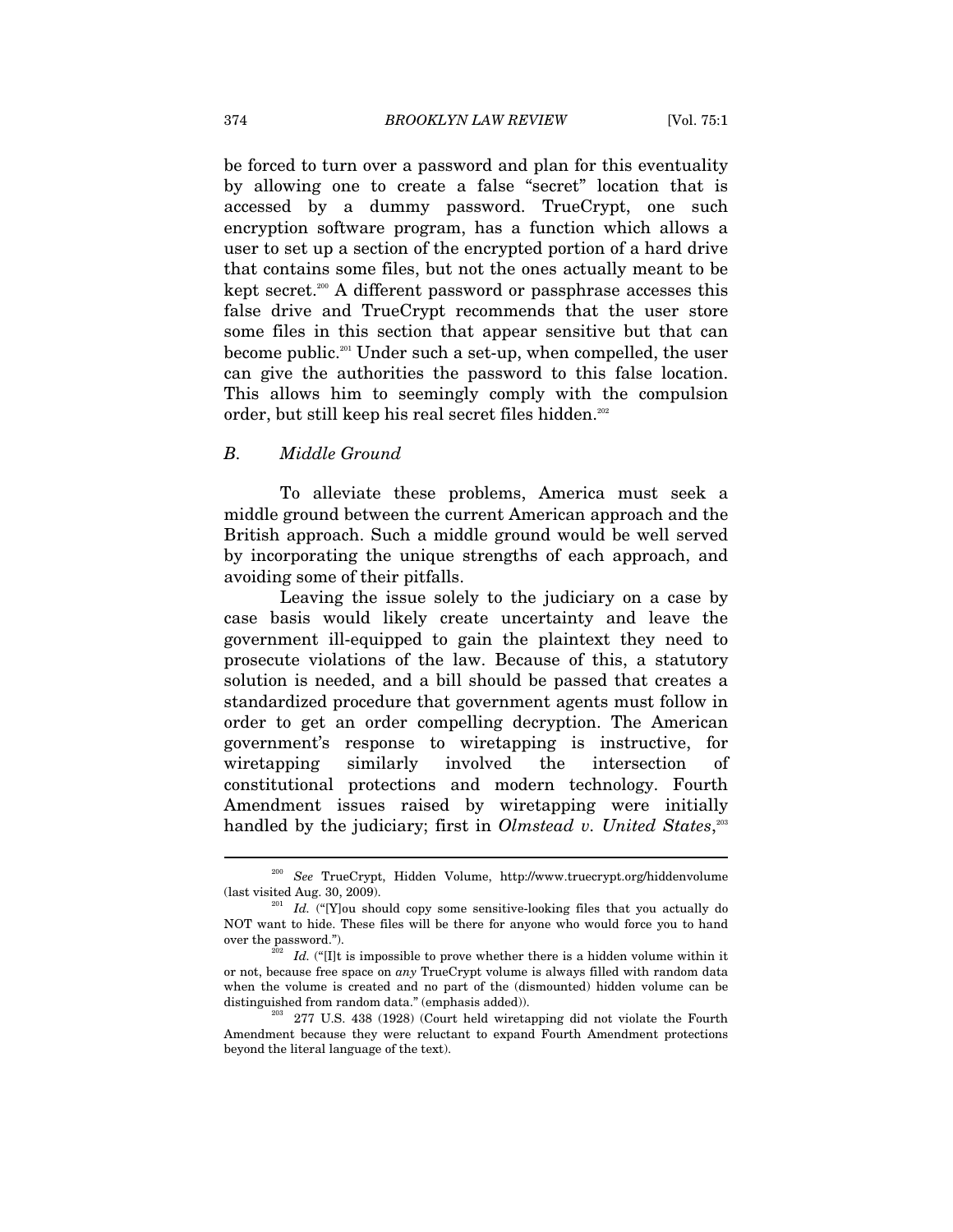be forced to turn over a password and plan for this eventuality by allowing one to create a false "secret" location that is accessed by a dummy password. TrueCrypt, one such encryption software program, has a function which allows a user to set up a section of the encrypted portion of a hard drive that contains some files, but not the ones actually meant to be kept secret.[200] A different password or passphrase accesses this false drive and TrueCrypt recommends that the user store some files in this section that appear sensitive but that can become public.[201] Under such a set-up, when compelled, the user can give the authorities the password to this false location. This allows him to seemingly comply with the compulsion order, but still keep his real secret files hidden.[202]

### *B. Middle Ground*

To alleviate these problems, America must seek a middle ground between the current American approach and the British approach. Such a middle ground would be well served by incorporating the unique strengths of each approach, and avoiding some of their pitfalls.

Leaving the issue solely to the judiciary on a case by case basis would likely create uncertainty and leave the government ill-equipped to gain the plaintext they need to prosecute violations of the law. Because of this, a statutory solution is needed, and a bill should be passed that creates a standardized procedure that government agents must follow in order to get an order compelling decryption. The American government's response to wiretapping is instructive, for wiretapping similarly involved the intersection of constitutional protections and modern technology. Fourth Amendment issues raised by wiretapping were initially handled by the judiciary; first in *Olmstead v. United States*,[203]

---

[200] *See* TrueCrypt, Hidden Volume, http://www.truecrypt.org/hiddenvolume (last visited Aug. 30, 2009).

[201] *Id.* ("[Y]ou should copy some sensitive-looking files that you actually do NOT want to hide. These files will be there for anyone who would force you to hand over the password.").

[202] *Id.* ("[I]t is impossible to prove whether there is a hidden volume within it or not, because free space on *any* TrueCrypt volume is always filled with random data when the volume is created and no part of the (dismounted) hidden volume can be distinguished from random data." (emphasis added)).

[203] 277 U.S. 438 (1928) (Court held wiretapping did not violate the Fourth Amendment because they were reluctant to expand Fourth Amendment protections beyond the literal language of the text).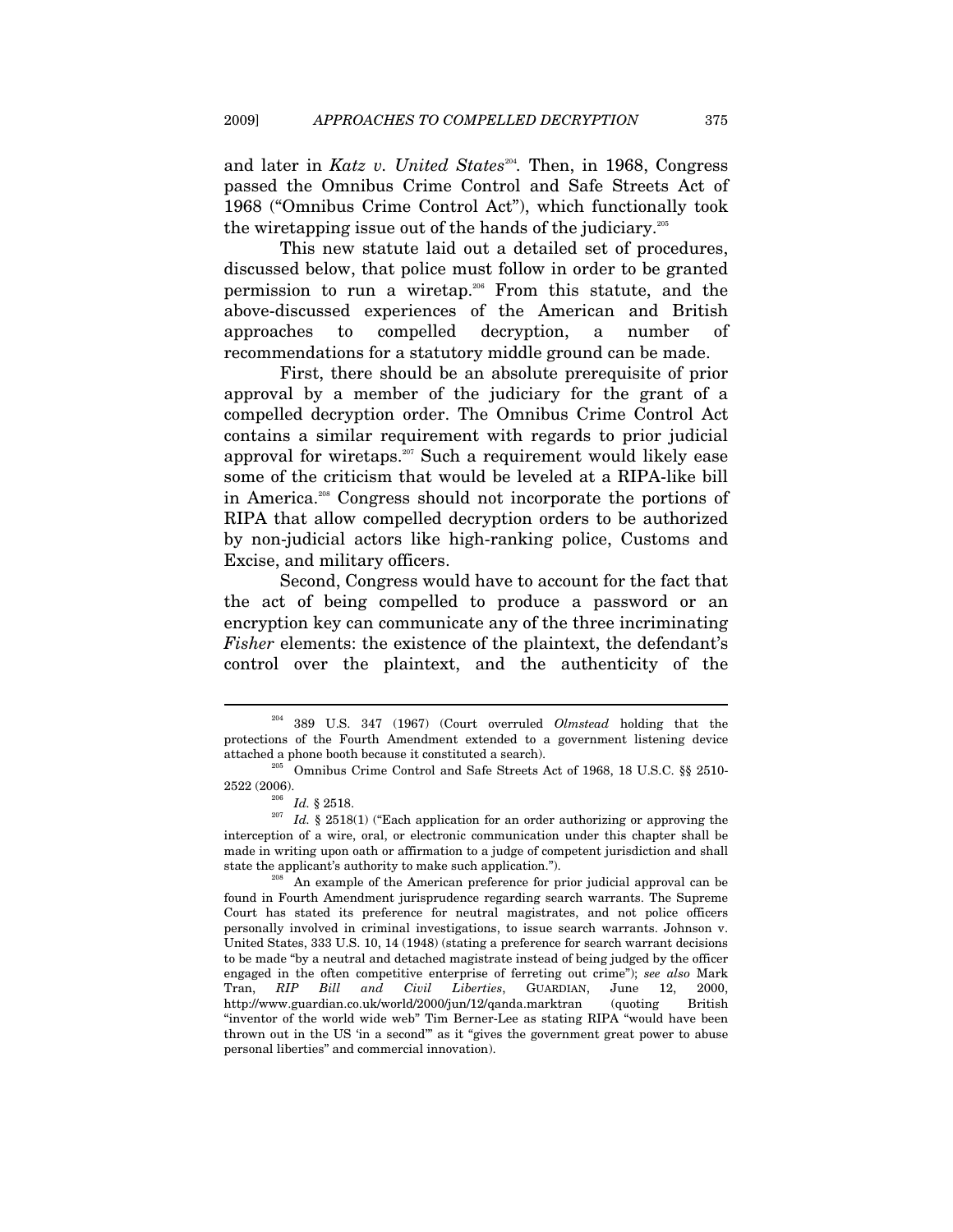and later in *Katz v. United States*[204]. Then, in 1968, Congress passed the Omnibus Crime Control and Safe Streets Act of 1968 ("Omnibus Crime Control Act"), which functionally took the wiretapping issue out of the hands of the judiciary.[205]

This new statute laid out a detailed set of procedures, discussed below, that police must follow in order to be granted permission to run a wiretap.[206] From this statute, and the above-discussed experiences of the American and British approaches to compelled decryption, a number of recommendations for a statutory middle ground can be made.

First, there should be an absolute prerequisite of prior approval by a member of the judiciary for the grant of a compelled decryption order. The Omnibus Crime Control Act contains a similar requirement with regards to prior judicial approval for wiretaps.[207] Such a requirement would likely ease some of the criticism that would be leveled at a RIPA-like bill in America.[208] Congress should not incorporate the portions of RIPA that allow compelled decryption orders to be authorized by non-judicial actors like high-ranking police, Customs and Excise, and military officers.

Second, Congress would have to account for the fact that the act of being compelled to produce a password or an encryption key can communicate any of the three incriminating *Fisher* elements: the existence of the plaintext, the defendant's control over the plaintext, and the authenticity of the

---

[204] 389 U.S. 347 (1967) (Court overruled *Olmstead* holding that the protections of the Fourth Amendment extended to a government listening device attached a phone booth because it constituted a search).

[205] Omnibus Crime Control and Safe Streets Act of 1968, 18 U.S.C. §§ 2510-2522 (2006).

[206] *Id.* § 2518.

[207] *Id.* § 2518(1) ("Each application for an order authorizing or approving the interception of a wire, oral, or electronic communication under this chapter shall be made in writing upon oath or affirmation to a judge of competent jurisdiction and shall state the applicant's authority to make such application.").

[208] An example of the American preference for prior judicial approval can be found in Fourth Amendment jurisprudence regarding search warrants. The Supreme Court has stated its preference for neutral magistrates, and not police officers personally involved in criminal investigations, to issue search warrants. Johnson v. United States, 333 U.S. 10, 14 (1948) (stating a preference for search warrant decisions to be made "by a neutral and detached magistrate instead of being judged by the officer engaged in the often competitive enterprise of ferreting out crime"); *see also* Mark Tran, *RIP Bill and Civil Liberties*, GUARDIAN, June 12, 2000, http://www.guardian.co.uk/world/2000/jun/12/qanda.marktran (quoting British "inventor of the world wide web" Tim Berner-Lee as stating RIPA "would have been thrown out in the US 'in a second'" as it "gives the government great power to abuse personal liberties" and commercial innovation).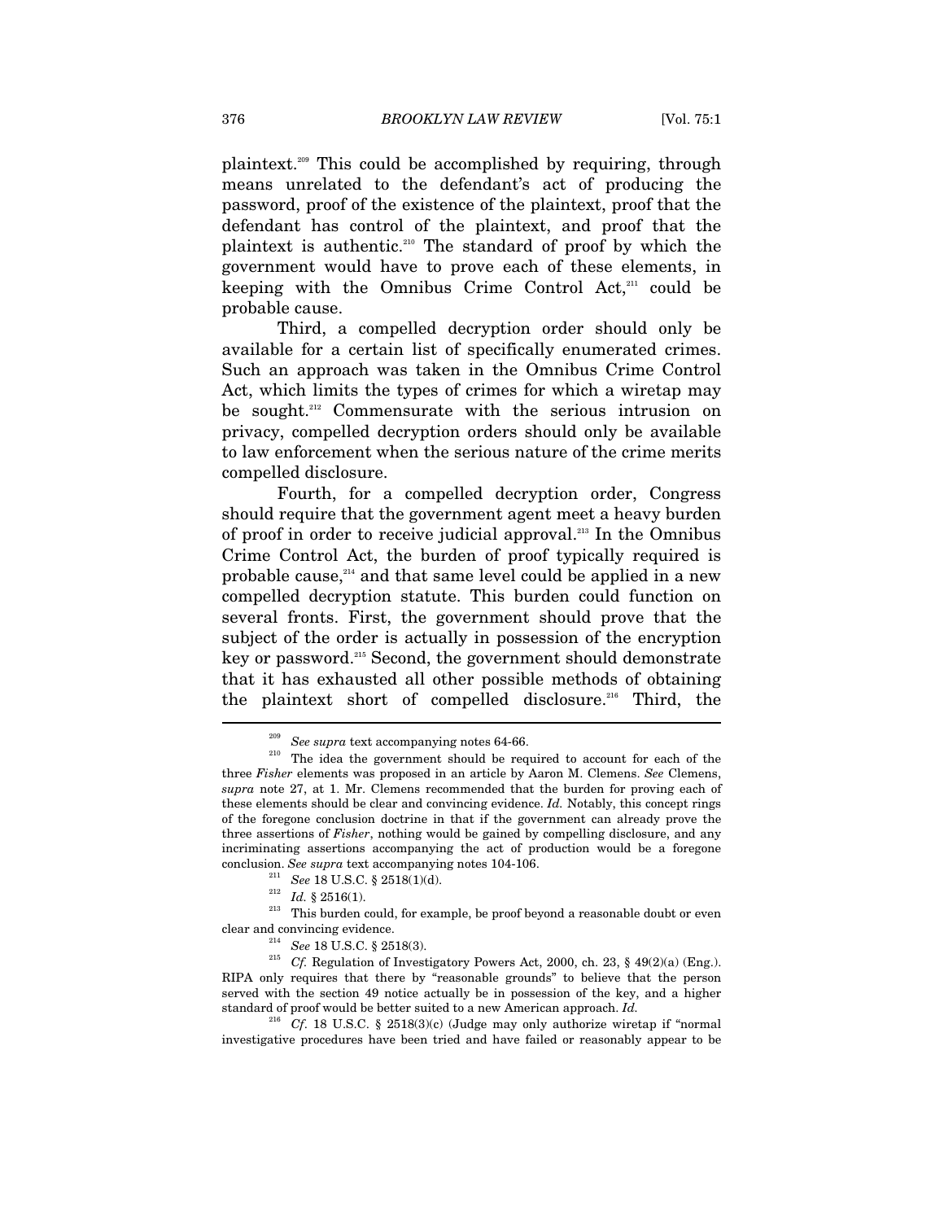plaintext.[209] This could be accomplished by requiring, through means unrelated to the defendant's act of producing the password, proof of the existence of the plaintext, proof that the defendant has control of the plaintext, and proof that the plaintext is authentic.[210] The standard of proof by which the government would have to prove each of these elements, in keeping with the Omnibus Crime Control Act,[211] could be probable cause.

Third, a compelled decryption order should only be available for a certain list of specifically enumerated crimes. Such an approach was taken in the Omnibus Crime Control Act, which limits the types of crimes for which a wiretap may be sought.[212] Commensurate with the serious intrusion on privacy, compelled decryption orders should only be available to law enforcement when the serious nature of the crime merits compelled disclosure.

Fourth, for a compelled decryption order, Congress should require that the government agent meet a heavy burden of proof in order to receive judicial approval.[213] In the Omnibus Crime Control Act, the burden of proof typically required is probable cause,[214] and that same level could be applied in a new compelled decryption statute. This burden could function on several fronts. First, the government should prove that the subject of the order is actually in possession of the encryption key or password.[215] Second, the government should demonstrate that it has exhausted all other possible methods of obtaining the plaintext short of compelled disclosure.[216] Third, the

---

[209] *See supra* text accompanying notes 64-66.

[210] The idea the government should be required to account for each of the three *Fisher* elements was proposed in an article by Aaron M. Clemens. *See* Clemens, *supra* note 27, at 1. Mr. Clemens recommended that the burden for proving each of these elements should be clear and convincing evidence. *Id.* Notably, this concept rings of the foregone conclusion doctrine in that if the government can already prove the three assertions of *Fisher*, nothing would be gained by compelling disclosure, and any incriminating assertions accompanying the act of production would be a foregone conclusion. *See supra* text accompanying notes 104-106.

[211] *See* 18 U.S.C. § 2518(1)(d).

[212] *Id.* § 2516(1).

[213] This burden could, for example, be proof beyond a reasonable doubt or even clear and convincing evidence.

[214] *See* 18 U.S.C. § 2518(3).

[215] *Cf.* Regulation of Investigatory Powers Act, 2000, ch. 23, § 49(2)(a) (Eng.). RIPA only requires that there by "reasonable grounds" to believe that the person served with the section 49 notice actually be in possession of the key, and a higher standard of proof would be better suited to a new American approach. *Id.*

[216] *Cf.* 18 U.S.C. § 2518(3)(c) (Judge may only authorize wiretap if "normal investigative procedures have been tried and have failed or reasonably appear to be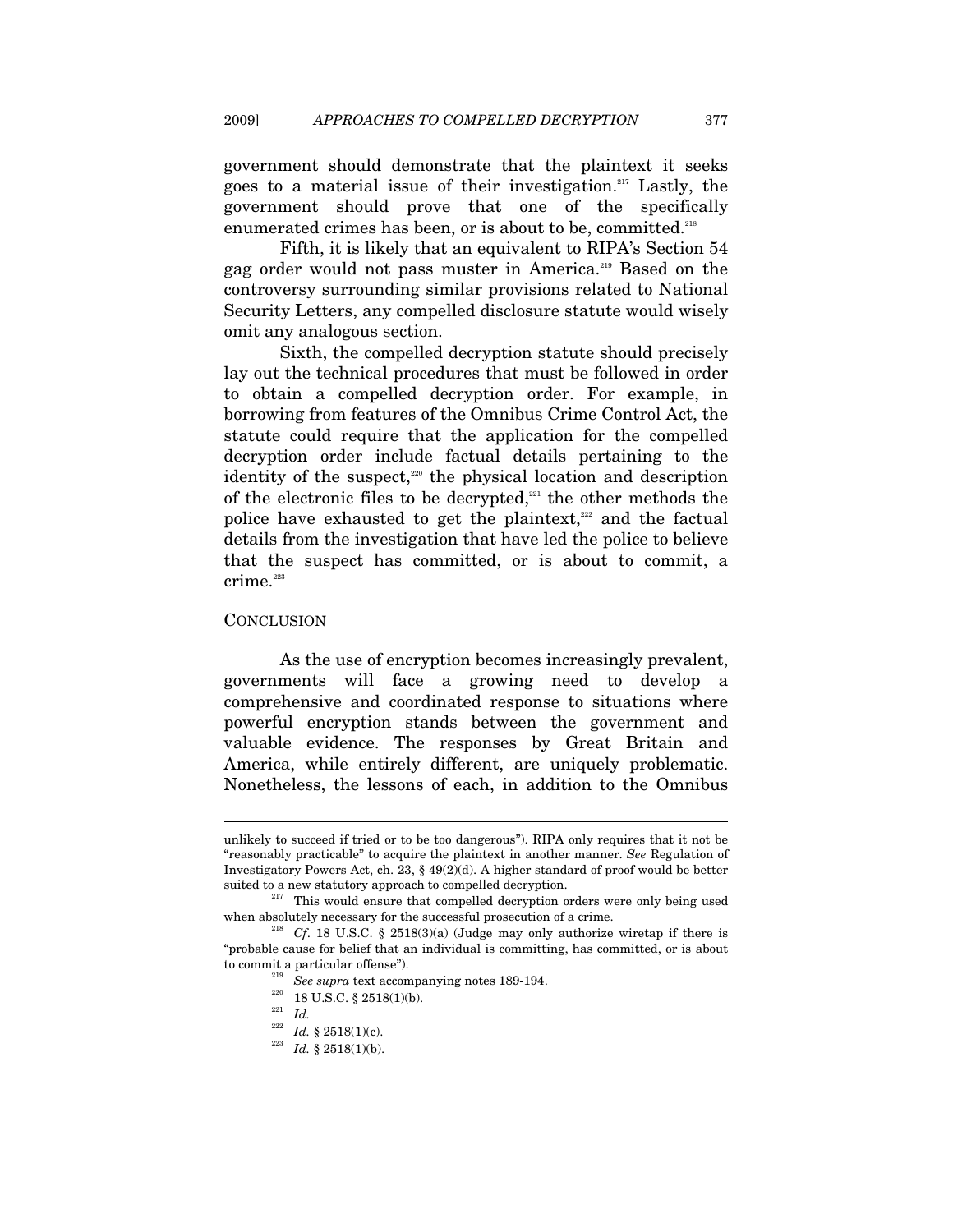government should demonstrate that the plaintext it seeks goes to a material issue of their investigation.[217] Lastly, the government should prove that one of the specifically enumerated crimes has been, or is about to be, committed.[218]

Fifth, it is likely that an equivalent to RIPA's Section 54 gag order would not pass muster in America.[219] Based on the controversy surrounding similar provisions related to National Security Letters, any compelled disclosure statute would wisely omit any analogous section.

Sixth, the compelled decryption statute should precisely lay out the technical procedures that must be followed in order to obtain a compelled decryption order. For example, in borrowing from features of the Omnibus Crime Control Act, the statute could require that the application for the compelled decryption order include factual details pertaining to the identity of the suspect,[220] the physical location and description of the electronic files to be decrypted,[221] the other methods the police have exhausted to get the plaintext,[222] and the factual details from the investigation that have led the police to believe that the suspect has committed, or is about to commit, a crime.[223]

## CONCLUSION

As the use of encryption becomes increasingly prevalent, governments will face a growing need to develop a comprehensive and coordinated response to situations where powerful encryption stands between the government and valuable evidence. The responses by Great Britain and America, while entirely different, are uniquely problematic. Nonetheless, the lessons of each, in addition to the Omnibus

---

unlikely to succeed if tried or to be too dangerous"). RIPA only requires that it not be "reasonably practicable" to acquire the plaintext in another manner. *See* Regulation of Investigatory Powers Act, ch. 23, § 49(2)(d). A higher standard of proof would be better suited to a new statutory approach to compelled decryption.

[217] This would ensure that compelled decryption orders were only being used when absolutely necessary for the successful prosecution of a crime.

[218] *Cf.* 18 U.S.C. § 2518(3)(a) (Judge may only authorize wiretap if there is "probable cause for belief that an individual is committing, has committed, or is about to commit a particular offense").

[219] *See supra* text accompanying notes 189-194.

[220] 18 U.S.C. § 2518(1)(b).

[221] *Id.*

[222] *Id.* § 2518(1)(c).

[223] *Id.* § 2518(1)(b).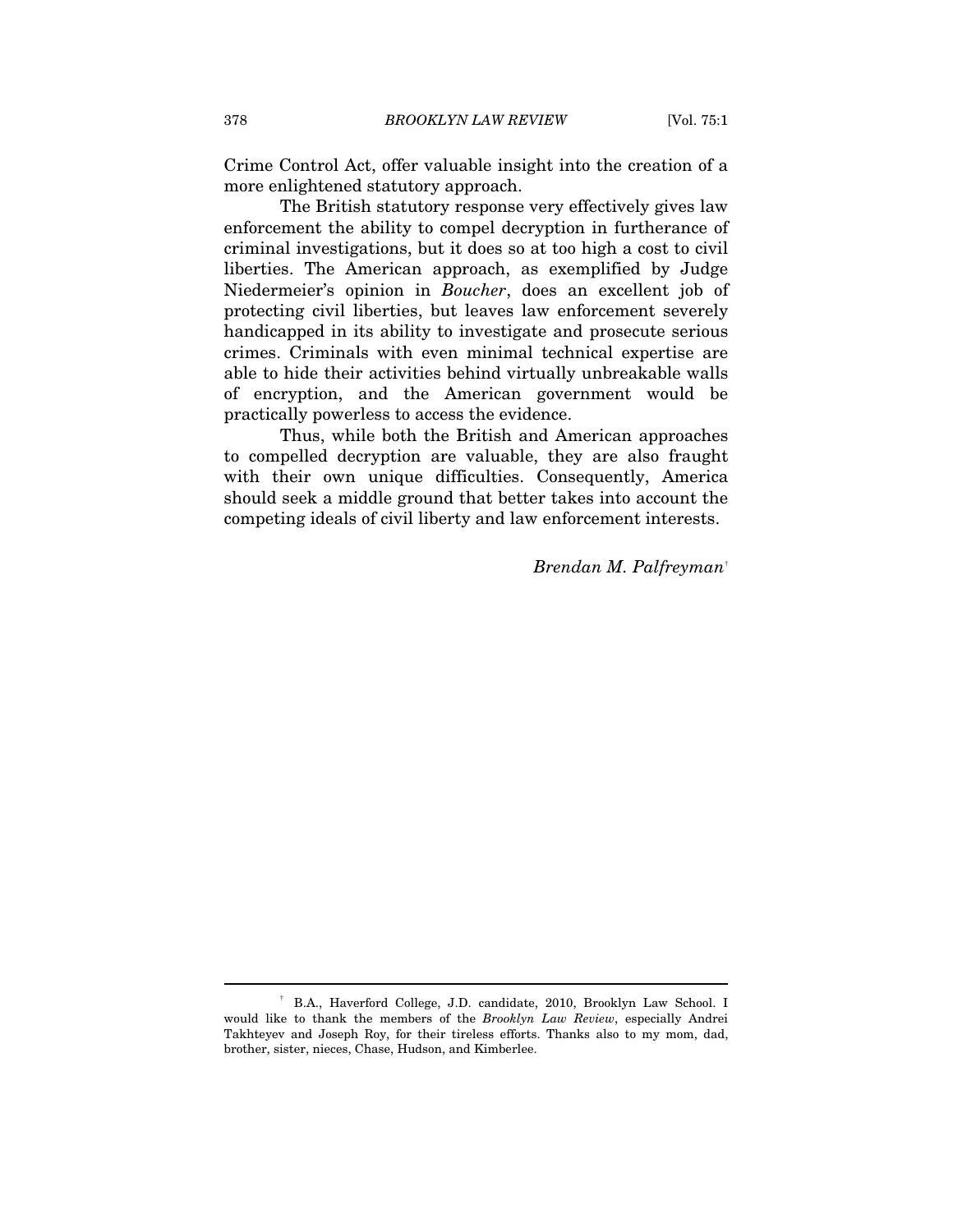Crime Control Act, offer valuable insight into the creation of a more enlightened statutory approach.

The British statutory response very effectively gives law enforcement the ability to compel decryption in furtherance of criminal investigations, but it does so at too high a cost to civil liberties. The American approach, as exemplified by Judge Niedermeier's opinion in *Boucher*, does an excellent job of protecting civil liberties, but leaves law enforcement severely handicapped in its ability to investigate and prosecute serious crimes. Criminals with even minimal technical expertise are able to hide their activities behind virtually unbreakable walls of encryption, and the American government would be practically powerless to access the evidence.

Thus, while both the British and American approaches to compelled decryption are valuable, they are also fraught with their own unique difficulties. Consequently, America should seek a middle ground that better takes into account the competing ideals of civil liberty and law enforcement interests.

*Brendan M. Palfreyman*[†]

---

[†] B.A., Haverford College, J.D. candidate, 2010, Brooklyn Law School. I would like to thank the members of the *Brooklyn Law Review*, especially Andrei Takhteyev and Joseph Roy, for their tireless efforts. Thanks also to my mom, dad, brother, sister, nieces, Chase, Hudson, and Kimberlee.